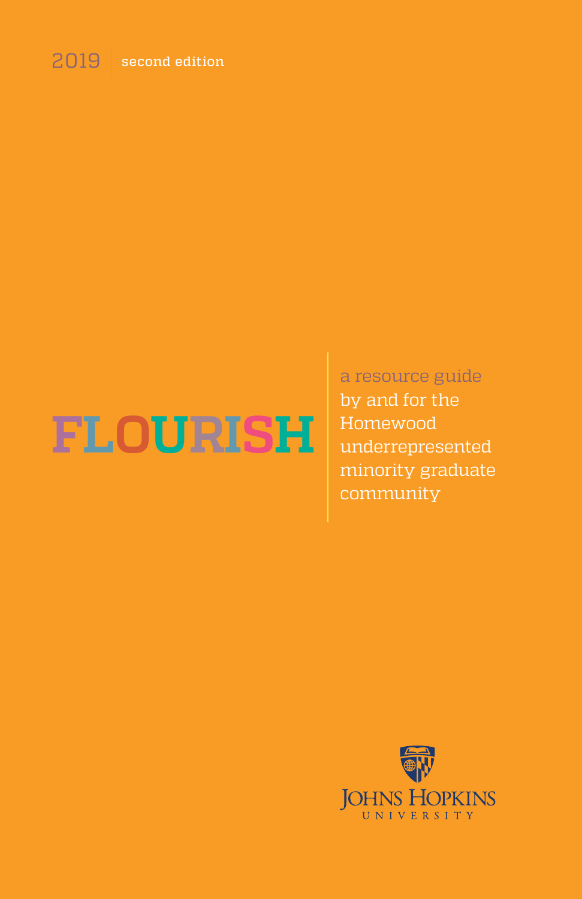2019 | second edition

# FLOURISH

a resource guide by and for the Homewood underrepresented minority graduate community

Johns Hopkins University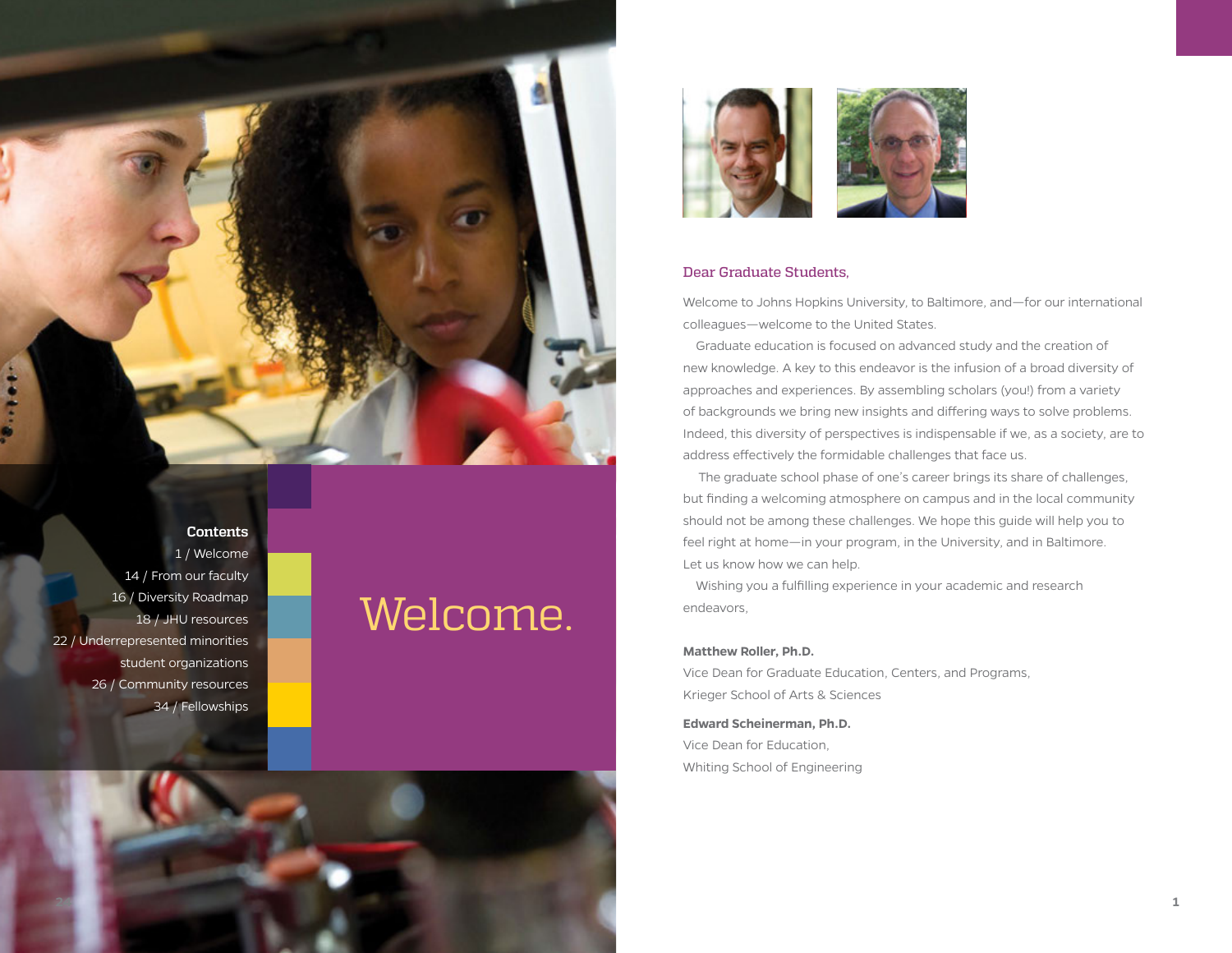## Contents

1 / Welcome
14 / From our faculty
16 / Diversity Roadmap
18 / JHU resources
22 / Underrepresented minorities student organizations
26 / Community resources
34 / Fellowships

# Welcome.

### Dear Graduate Students,

Welcome to Johns Hopkins University, to Baltimore, and—for our international colleagues—welcome to the United States.

Graduate education is focused on advanced study and the creation of new knowledge. A key to this endeavor is the infusion of a broad diversity of approaches and experiences. By assembling scholars (you!) from a variety of backgrounds we bring new insights and differing ways to solve problems. Indeed, this diversity of perspectives is indispensable if we, as a society, are to address effectively the formidable challenges that face us.

The graduate school phase of one's career brings its share of challenges, but finding a welcoming atmosphere on campus and in the local community should not be among these challenges. We hope this guide will help you to feel right at home—in your program, in the University, and in Baltimore. Let us know how we can help.

Wishing you a fulfilling experience in your academic and research endeavors,

**Matthew Roller, Ph.D.**
Vice Dean for Graduate Education, Centers, and Programs,
Krieger School of Arts & Sciences

**Edward Scheinerman, Ph.D.**
Vice Dean for Education,
Whiting School of Engineering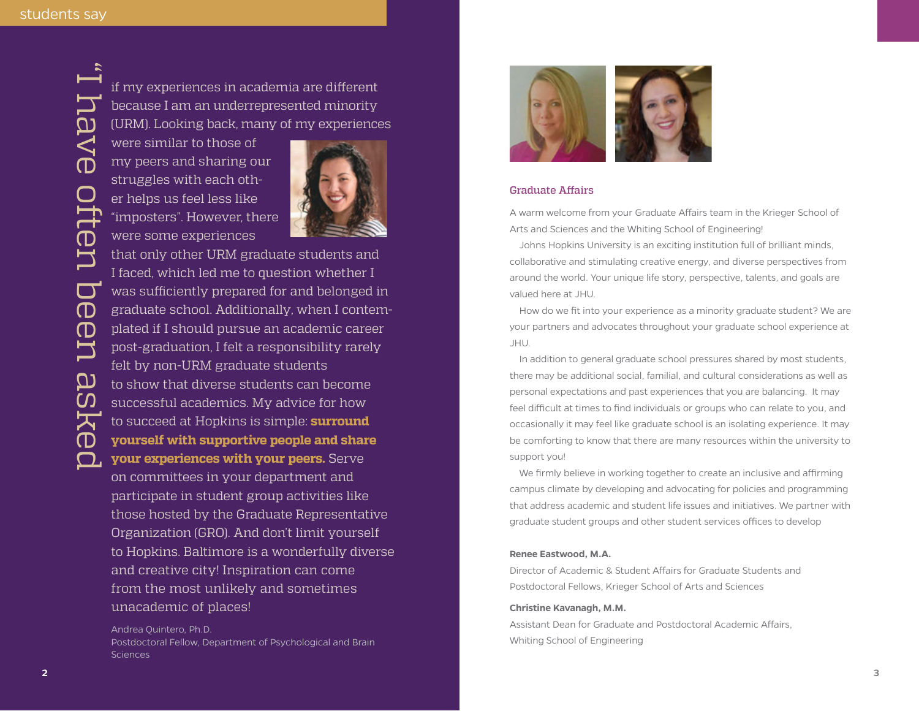## students say

# "I have often been asked

if my experiences in academia are different because I am an underrepresented minority (URM). Looking back, many of my experiences were similar to those of my peers and sharing our struggles with each other helps us feel less like "imposters". However, there were some experiences that only other URM graduate students and I faced, which led me to question whether I was sufficiently prepared for and belonged in graduate school. Additionally, when I contemplated if I should pursue an academic career post-graduation, I felt a responsibility rarely felt by non-URM graduate students to show that diverse students can become successful academics. My advice for how to succeed at Hopkins is simple: **surround yourself with supportive people and share your experiences with your peers.** Serve on committees in your department and participate in student group activities like those hosted by the Graduate Representative Organization (GRO). And don't limit yourself to Hopkins. Baltimore is a wonderfully diverse and creative city! Inspiration can come from the most unlikely and sometimes unacademic of places!

Andrea Quintero, Ph.D.
Postdoctoral Fellow, Department of Psychological and Brain Sciences

## Graduate Affairs

A warm welcome from your Graduate Affairs team in the Krieger School of Arts and Sciences and the Whiting School of Engineering!

Johns Hopkins University is an exciting institution full of brilliant minds, collaborative and stimulating creative energy, and diverse perspectives from around the world. Your unique life story, perspective, talents, and goals are valued here at JHU.

How do we fit into your experience as a minority graduate student? We are your partners and advocates throughout your graduate school experience at JHU.

In addition to general graduate school pressures shared by most students, there may be additional social, familial, and cultural considerations as well as personal expectations and past experiences that you are balancing. It may feel difficult at times to find individuals or groups who can relate to you, and occasionally it may feel like graduate school is an isolating experience. It may be comforting to know that there are many resources within the university to support you!

We firmly believe in working together to create an inclusive and affirming campus climate by developing and advocating for policies and programming that address academic and student life issues and initiatives. We partner with graduate student groups and other student services offices to develop

**Renee Eastwood, M.A.**
Director of Academic & Student Affairs for Graduate Students and Postdoctoral Fellows, Krieger School of Arts and Sciences

**Christine Kavanagh, M.M.**
Assistant Dean for Graduate and Postdoctoral Academic Affairs, Whiting School of Engineering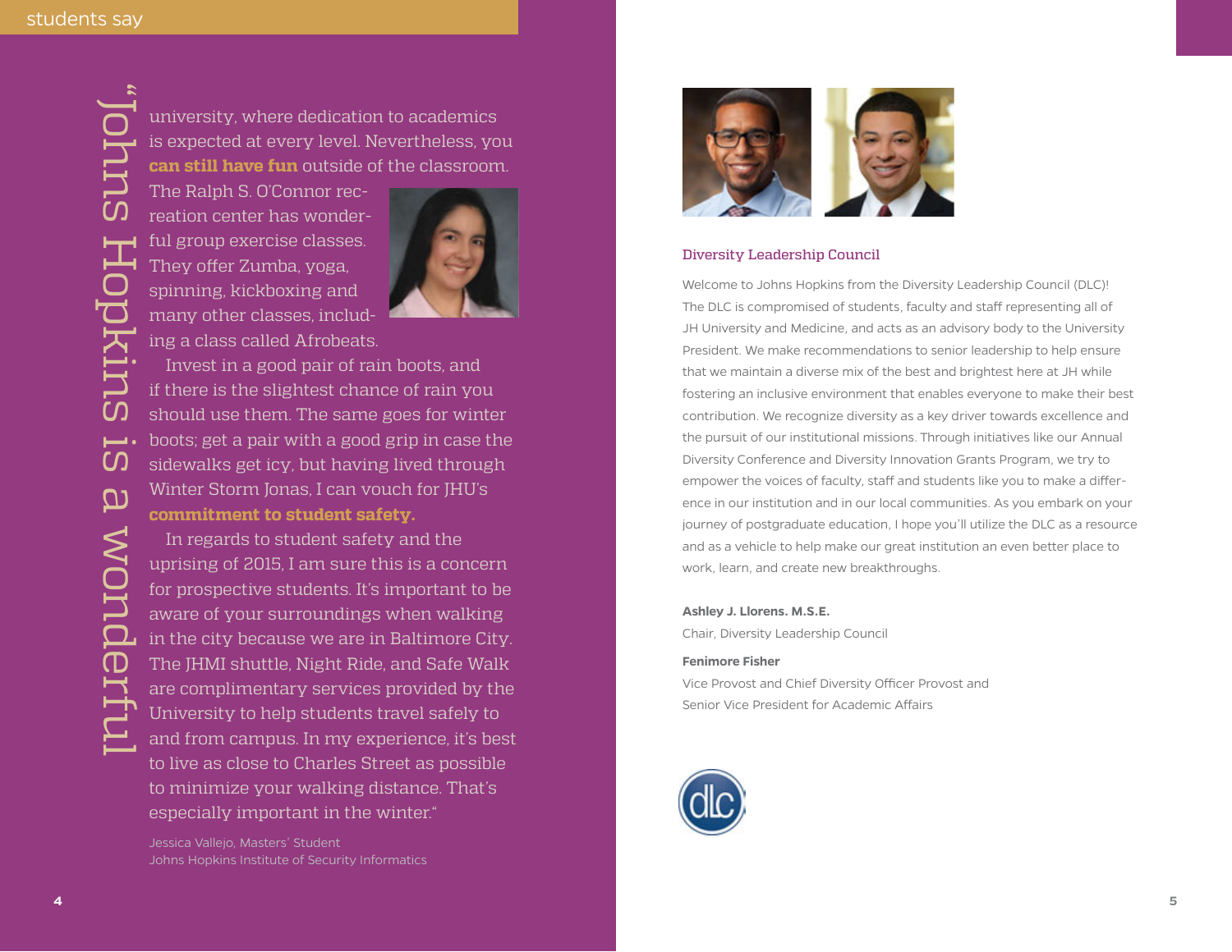students say

"Johns Hopkins is a wonderful university, where dedication to academics is expected at every level. Nevertheless, you **can still have fun** outside of the classroom. The Ralph S. O'Connor recreation center has wonderful group exercise classes. They offer Zumba, yoga, spinning, kickboxing and many other classes, including a class called Afrobeats.

Invest in a good pair of rain boots, and if there is the slightest chance of rain you should use them. The same goes for winter boots; get a pair with a good grip in case the sidewalks get icy, but having lived through Winter Storm Jonas, I can vouch for JHU's **commitment to student safety.**

In regards to student safety and the uprising of 2015, I am sure this is a concern for prospective students. It's important to be aware of your surroundings when walking in the city because we are in Baltimore City. The JHMI shuttle, Night Ride, and Safe Walk are complimentary services provided by the University to help students travel safely to and from campus. In my experience, it's best to live as close to Charles Street as possible to minimize your walking distance. That's especially important in the winter."

Jessica Vallejo, Masters' Student
Johns Hopkins Institute of Security Informatics

## Diversity Leadership Council

Welcome to Johns Hopkins from the Diversity Leadership Council (DLC)! The DLC is compromised of students, faculty and staff representing all of JH University and Medicine, and acts as an advisory body to the University President. We make recommendations to senior leadership to help ensure that we maintain a diverse mix of the best and brightest here at JH while fostering an inclusive environment that enables everyone to make their best contribution. We recognize diversity as a key driver towards excellence and the pursuit of our institutional missions. Through initiatives like our Annual Diversity Conference and Diversity Innovation Grants Program, we try to empower the voices of faculty, staff and students like you to make a difference in our institution and in our local communities. As you embark on your journey of postgraduate education, I hope you'll utilize the DLC as a resource and as a vehicle to help make our great institution an even better place to work, learn, and create new breakthroughs.

**Ashley J. Llorens. M.S.E.**
Chair, Diversity Leadership Council

**Fenimore Fisher**
Vice Provost and Chief Diversity Officer Provost and
Senior Vice President for Academic Affairs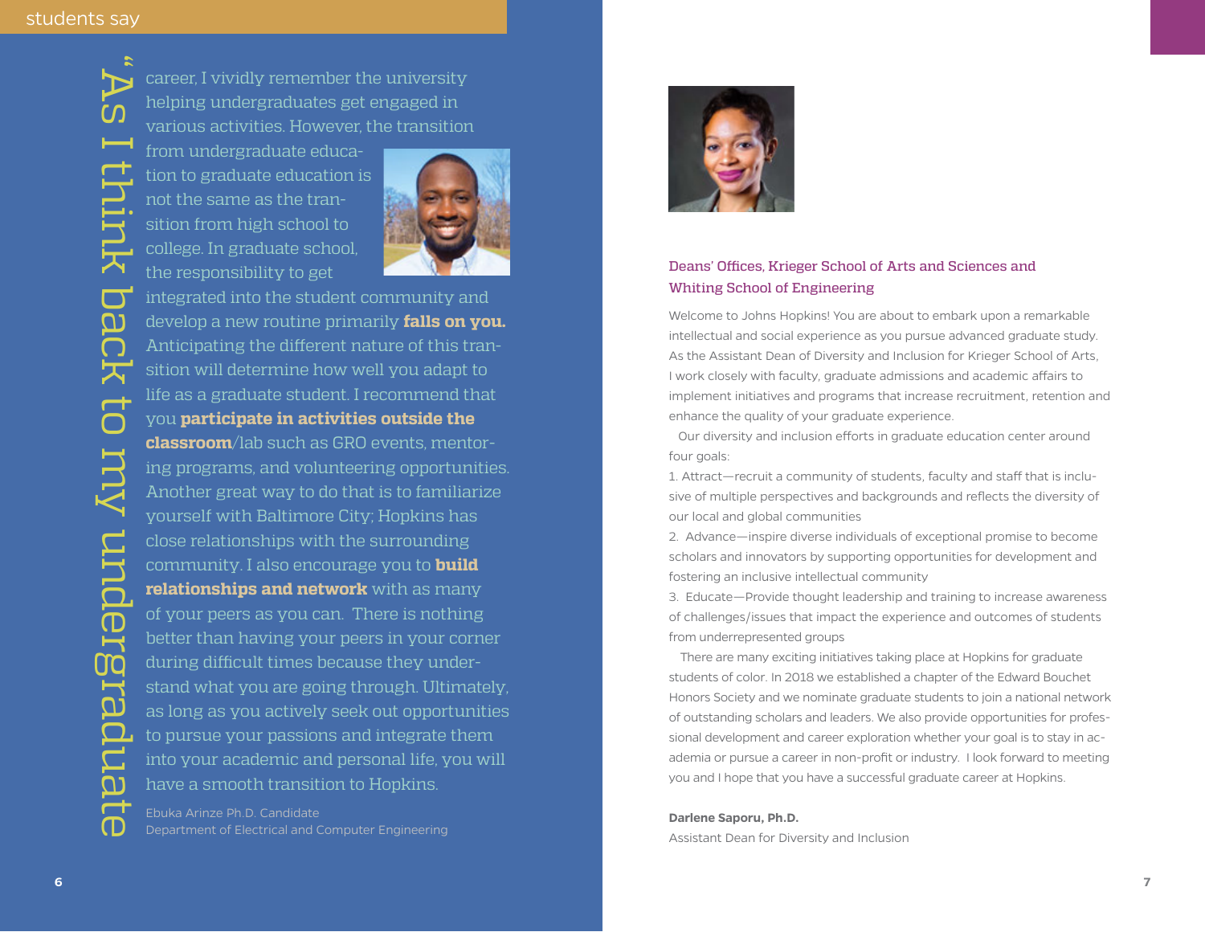students say

"As I think back to my undergraduate career, I vividly remember the university helping undergraduates get engaged in various activities. However, the transition from undergraduate education to graduate education is not the same as the transition from high school to college. In graduate school, the responsibility to get integrated into the student community and develop a new routine primarily **falls on you.** Anticipating the different nature of this transition will determine how well you adapt to life as a graduate student. I recommend that you **participate in activities outside the classroom**/lab such as GRO events, mentoring programs, and volunteering opportunities. Another great way to do that is to familiarize yourself with Baltimore City; Hopkins has close relationships with the surrounding community. I also encourage you to **build relationships and network** with as many of your peers as you can. There is nothing better than having your peers in your corner during difficult times because they understand what you are going through. Ultimately, as long as you actively seek out opportunities to pursue your passions and integrate them into your academic and personal life, you will have a smooth transition to Hopkins.

Ebuka Arinze Ph.D. Candidate
Department of Electrical and Computer Engineering

## Deans' Offices, Krieger School of Arts and Sciences and Whiting School of Engineering

Welcome to Johns Hopkins! You are about to embark upon a remarkable intellectual and social experience as you pursue advanced graduate study. As the Assistant Dean of Diversity and Inclusion for Krieger School of Arts, I work closely with faculty, graduate admissions and academic affairs to implement initiatives and programs that increase recruitment, retention and enhance the quality of your graduate experience.

Our diversity and inclusion efforts in graduate education center around four goals:

1. Attract—recruit a community of students, faculty and staff that is inclusive of multiple perspectives and backgrounds and reflects the diversity of our local and global communities
2. Advance—inspire diverse individuals of exceptional promise to become scholars and innovators by supporting opportunities for development and fostering an inclusive intellectual community
3. Educate—Provide thought leadership and training to increase awareness of challenges/issues that impact the experience and outcomes of students from underrepresented groups

There are many exciting initiatives taking place at Hopkins for graduate students of color. In 2018 we established a chapter of the Edward Bouchet Honors Society and we nominate graduate students to join a national network of outstanding scholars and leaders. We also provide opportunities for professional development and career exploration whether your goal is to stay in academia or pursue a career in non-profit or industry. I look forward to meeting you and I hope that you have a successful graduate career at Hopkins.

**Darlene Saporu, Ph.D.**
Assistant Dean for Diversity and Inclusion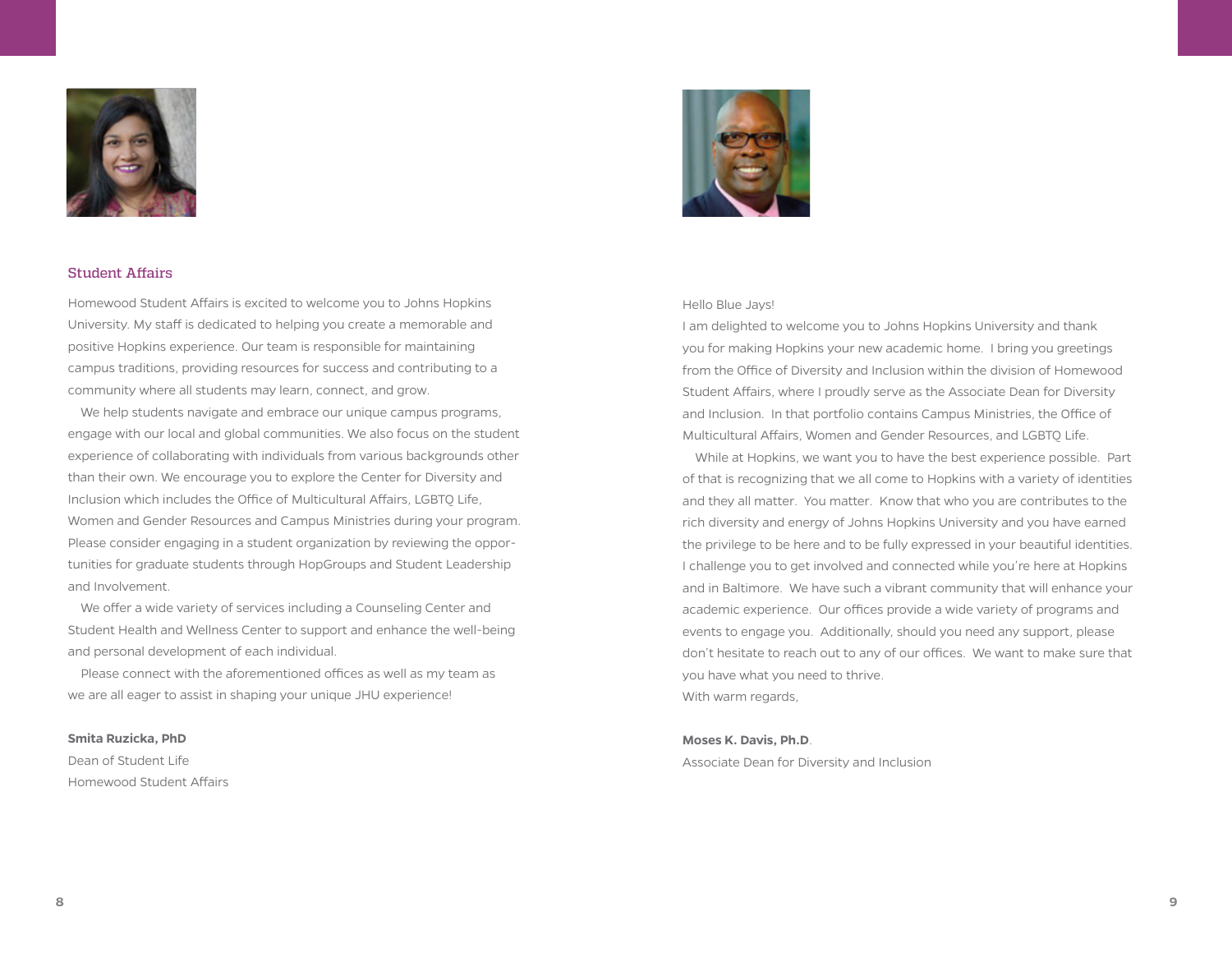## Student Affairs

Homewood Student Affairs is excited to welcome you to Johns Hopkins University. My staff is dedicated to helping you create a memorable and positive Hopkins experience. Our team is responsible for maintaining campus traditions, providing resources for success and contributing to a community where all students may learn, connect, and grow.

We help students navigate and embrace our unique campus programs, engage with our local and global communities. We also focus on the student experience of collaborating with individuals from various backgrounds other than their own. We encourage you to explore the Center for Diversity and Inclusion which includes the Office of Multicultural Affairs, LGBTQ Life, Women and Gender Resources and Campus Ministries during your program. Please consider engaging in a student organization by reviewing the opportunities for graduate students through HopGroups and Student Leadership and Involvement.

We offer a wide variety of services including a Counseling Center and Student Health and Wellness Center to support and enhance the well-being and personal development of each individual.

Please connect with the aforementioned offices as well as my team as we are all eager to assist in shaping your unique JHU experience!

**Smita Ruzicka, PhD**
Dean of Student Life
Homewood Student Affairs

Hello Blue Jays!
I am delighted to welcome you to Johns Hopkins University and thank you for making Hopkins your new academic home. I bring you greetings from the Office of Diversity and Inclusion within the division of Homewood Student Affairs, where I proudly serve as the Associate Dean for Diversity and Inclusion. In that portfolio contains Campus Ministries, the Office of Multicultural Affairs, Women and Gender Resources, and LGBTQ Life.

While at Hopkins, we want you to have the best experience possible. Part of that is recognizing that we all come to Hopkins with a variety of identities and they all matter. You matter. Know that who you are contributes to the rich diversity and energy of Johns Hopkins University and you have earned the privilege to be here and to be fully expressed in your beautiful identities. I challenge you to get involved and connected while you're here at Hopkins and in Baltimore. We have such a vibrant community that will enhance your academic experience. Our offices provide a wide variety of programs and events to engage you. Additionally, should you need any support, please don't hesitate to reach out to any of our offices. We want to make sure that you have what you need to thrive.
With warm regards,

**Moses K. Davis, Ph.D**.
Associate Dean for Diversity and Inclusion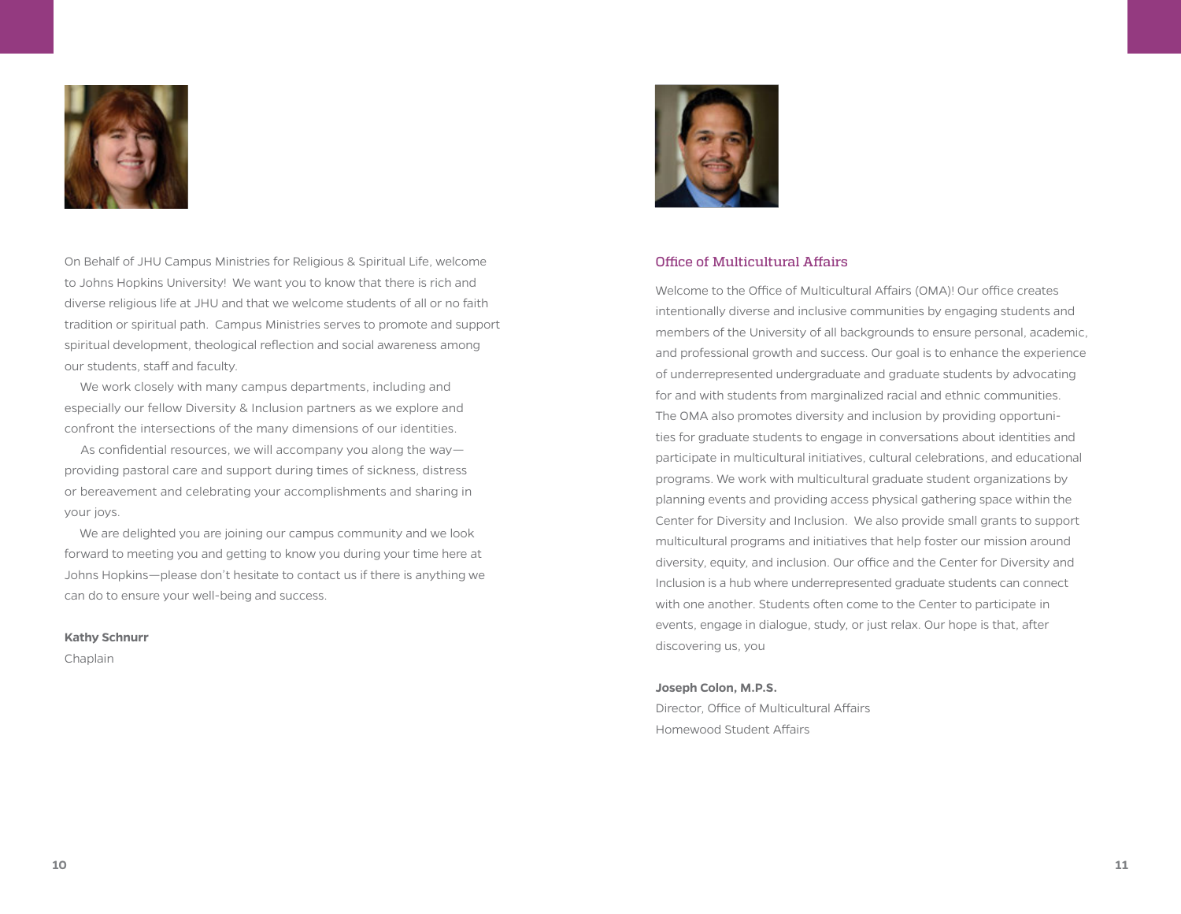On Behalf of JHU Campus Ministries for Religious & Spiritual Life, welcome to Johns Hopkins University! We want you to know that there is rich and diverse religious life at JHU and that we welcome students of all or no faith tradition or spiritual path. Campus Ministries serves to promote and support spiritual development, theological reflection and social awareness among our students, staff and faculty.

We work closely with many campus departments, including and especially our fellow Diversity & Inclusion partners as we explore and confront the intersections of the many dimensions of our identities.

As confidential resources, we will accompany you along the way—providing pastoral care and support during times of sickness, distress or bereavement and celebrating your accomplishments and sharing in your joys.

We are delighted you are joining our campus community and we look forward to meeting you and getting to know you during your time here at Johns Hopkins—please don't hesitate to contact us if there is anything we can do to ensure your well-being and success.

**Kathy Schnurr**
Chaplain

## Office of Multicultural Affairs

Welcome to the Office of Multicultural Affairs (OMA)! Our office creates intentionally diverse and inclusive communities by engaging students and members of the University of all backgrounds to ensure personal, academic, and professional growth and success. Our goal is to enhance the experience of underrepresented undergraduate and graduate students by advocating for and with students from marginalized racial and ethnic communities. The OMA also promotes diversity and inclusion by providing opportunities for graduate students to engage in conversations about identities and participate in multicultural initiatives, cultural celebrations, and educational programs. We work with multicultural graduate student organizations by planning events and providing access physical gathering space within the Center for Diversity and Inclusion. We also provide small grants to support multicultural programs and initiatives that help foster our mission around diversity, equity, and inclusion. Our office and the Center for Diversity and Inclusion is a hub where underrepresented graduate students can connect with one another. Students often come to the Center to participate in events, engage in dialogue, study, or just relax. Our hope is that, after discovering us, you

**Joseph Colon, M.P.S.**
Director, Office of Multicultural Affairs
Homewood Student Affairs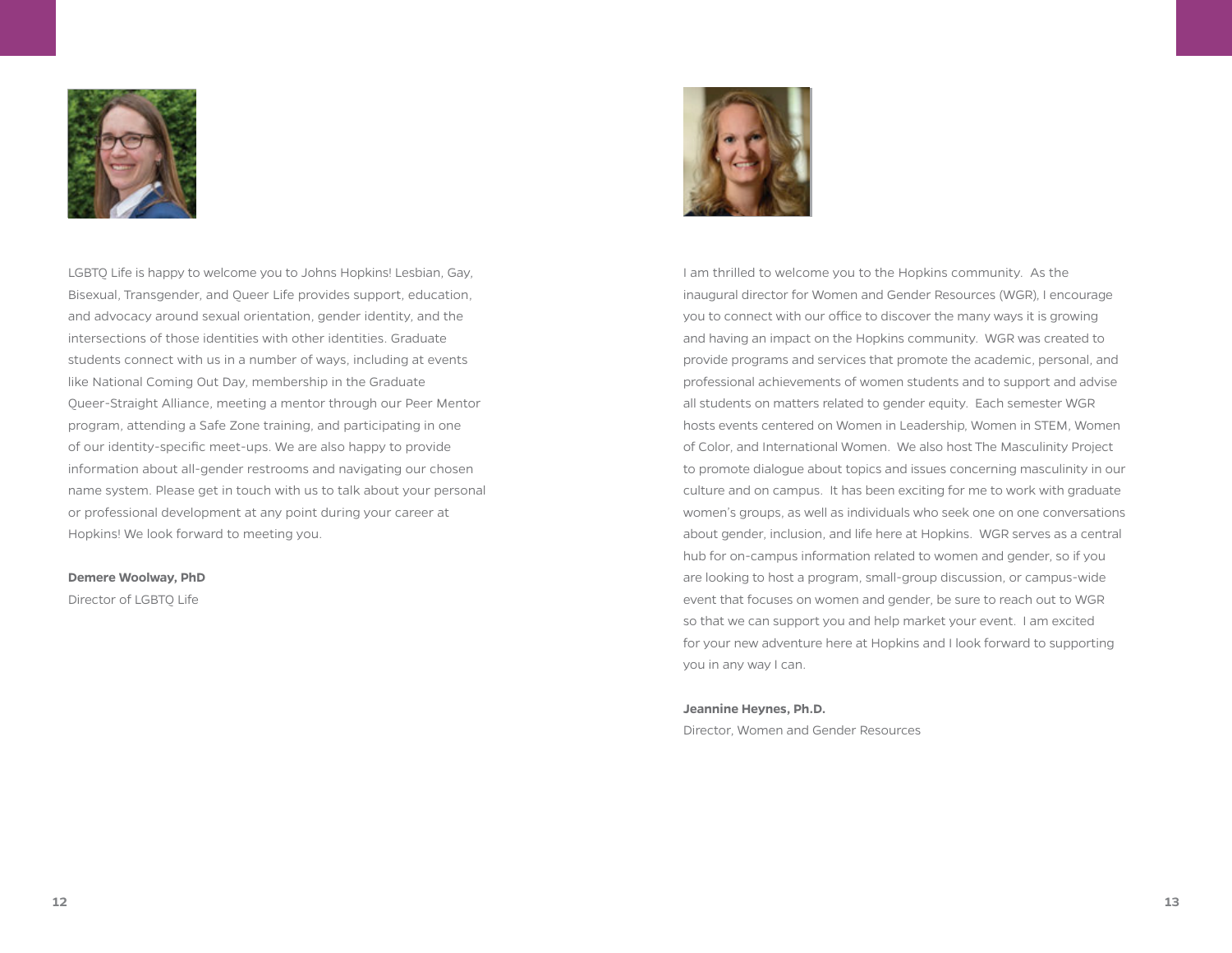LGBTQ Life is happy to welcome you to Johns Hopkins! Lesbian, Gay, Bisexual, Transgender, and Queer Life provides support, education, and advocacy around sexual orientation, gender identity, and the intersections of those identities with other identities. Graduate students connect with us in a number of ways, including at events like National Coming Out Day, membership in the Graduate Queer-Straight Alliance, meeting a mentor through our Peer Mentor program, attending a Safe Zone training, and participating in one of our identity-specific meet-ups. We are also happy to provide information about all-gender restrooms and navigating our chosen name system. Please get in touch with us to talk about your personal or professional development at any point during your career at Hopkins! We look forward to meeting you.

**Demere Woolway, PhD**
Director of LGBTQ Life

I am thrilled to welcome you to the Hopkins community. As the inaugural director for Women and Gender Resources (WGR), I encourage you to connect with our office to discover the many ways it is growing and having an impact on the Hopkins community. WGR was created to provide programs and services that promote the academic, personal, and professional achievements of women students and to support and advise all students on matters related to gender equity. Each semester WGR hosts events centered on Women in Leadership, Women in STEM, Women of Color, and International Women. We also host The Masculinity Project to promote dialogue about topics and issues concerning masculinity in our culture and on campus. It has been exciting for me to work with graduate women's groups, as well as individuals who seek one on one conversations about gender, inclusion, and life here at Hopkins. WGR serves as a central hub for on-campus information related to women and gender, so if you are looking to host a program, small-group discussion, or campus-wide event that focuses on women and gender, be sure to reach out to WGR so that we can support you and help market your event. I am excited for your new adventure here at Hopkins and I look forward to supporting you in any way I can.

**Jeannine Heynes, Ph.D.**
Director, Women and Gender Resources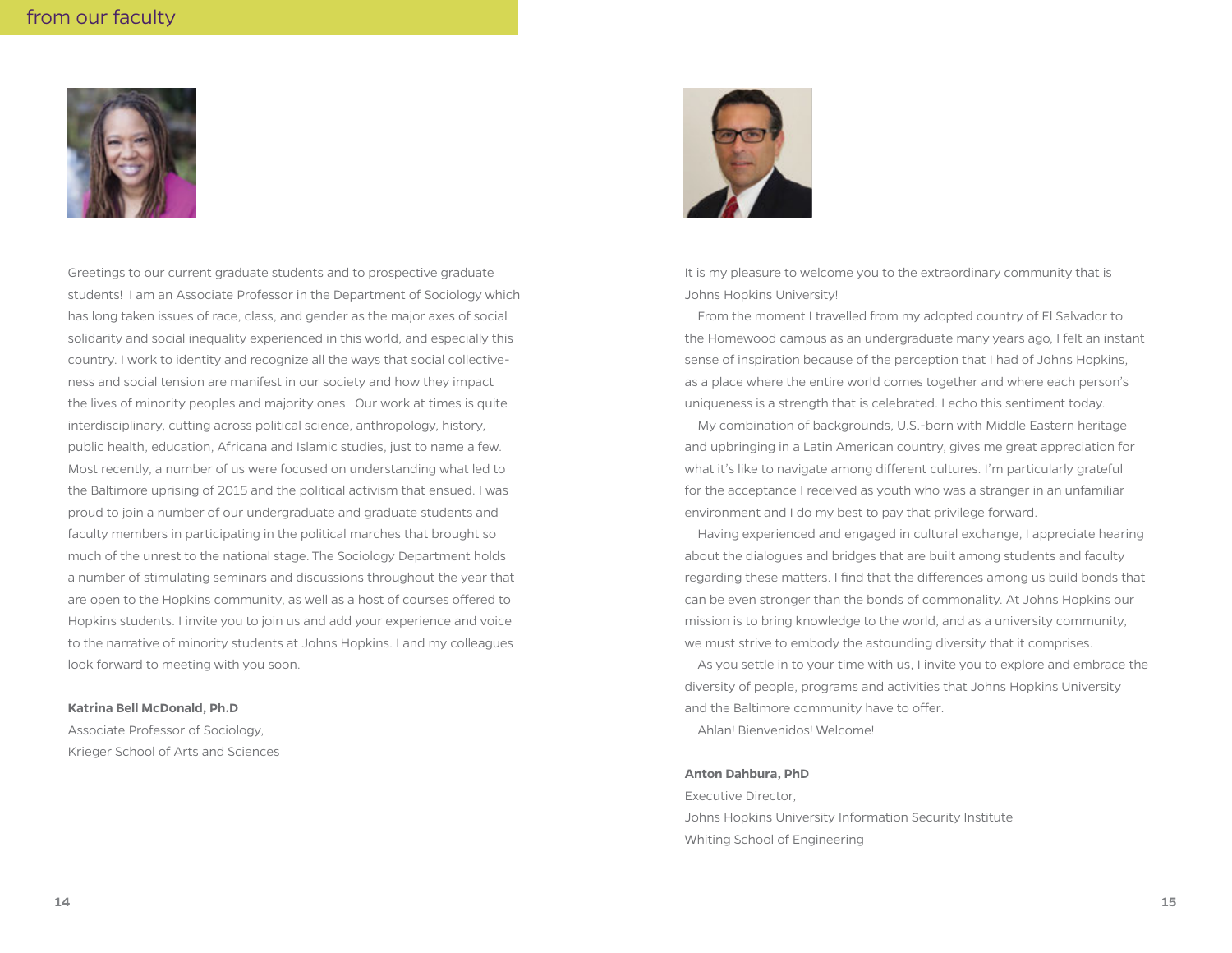## from our faculty

Greetings to our current graduate students and to prospective graduate students! I am an Associate Professor in the Department of Sociology which has long taken issues of race, class, and gender as the major axes of social solidarity and social inequality experienced in this world, and especially this country. I work to identity and recognize all the ways that social collectiveness and social tension are manifest in our society and how they impact the lives of minority peoples and majority ones. Our work at times is quite interdisciplinary, cutting across political science, anthropology, history, public health, education, Africana and Islamic studies, just to name a few. Most recently, a number of us were focused on understanding what led to the Baltimore uprising of 2015 and the political activism that ensued. I was proud to join a number of our undergraduate and graduate students and faculty members in participating in the political marches that brought so much of the unrest to the national stage. The Sociology Department holds a number of stimulating seminars and discussions throughout the year that are open to the Hopkins community, as well as a host of courses offered to Hopkins students. I invite you to join us and add your experience and voice to the narrative of minority students at Johns Hopkins. I and my colleagues look forward to meeting with you soon.

**Katrina Bell McDonald, Ph.D**
Associate Professor of Sociology,
Krieger School of Arts and Sciences

It is my pleasure to welcome you to the extraordinary community that is Johns Hopkins University!

From the moment I travelled from my adopted country of El Salvador to the Homewood campus as an undergraduate many years ago, I felt an instant sense of inspiration because of the perception that I had of Johns Hopkins, as a place where the entire world comes together and where each person's uniqueness is a strength that is celebrated. I echo this sentiment today.

My combination of backgrounds, U.S.-born with Middle Eastern heritage and upbringing in a Latin American country, gives me great appreciation for what it's like to navigate among different cultures. I'm particularly grateful for the acceptance I received as youth who was a stranger in an unfamiliar environment and I do my best to pay that privilege forward.

Having experienced and engaged in cultural exchange, I appreciate hearing about the dialogues and bridges that are built among students and faculty regarding these matters. I find that the differences among us build bonds that can be even stronger than the bonds of commonality. At Johns Hopkins our mission is to bring knowledge to the world, and as a university community, we must strive to embody the astounding diversity that it comprises.

As you settle in to your time with us, I invite you to explore and embrace the diversity of people, programs and activities that Johns Hopkins University and the Baltimore community have to offer.

Ahlan! Bienvenidos! Welcome!

**Anton Dahbura, PhD**
Executive Director,
Johns Hopkins University Information Security Institute
Whiting School of Engineering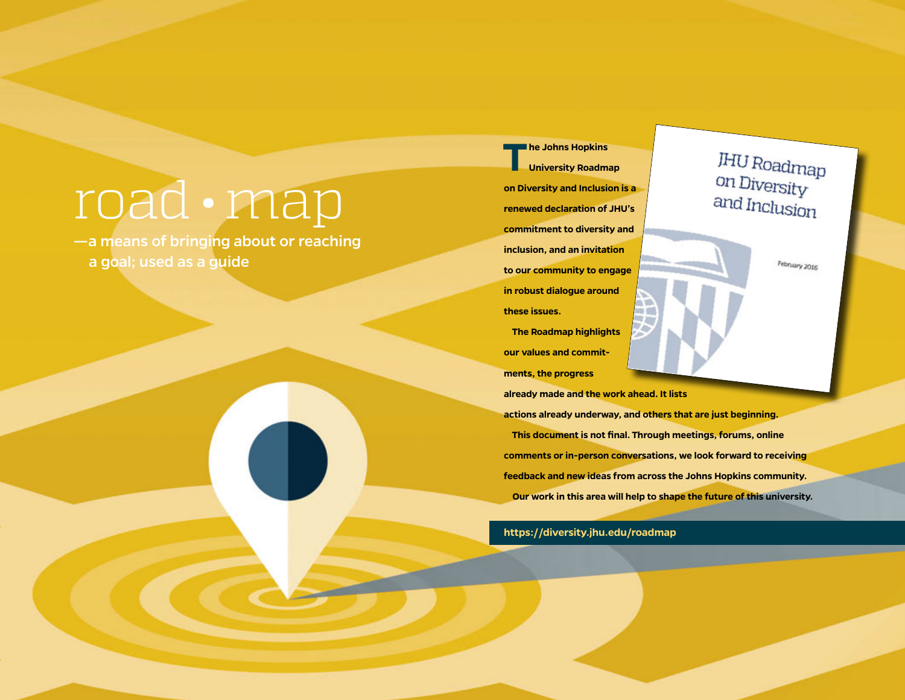# road • map

—a means of bringing about or reaching a goal; used as a guide

The Johns Hopkins University Roadmap on Diversity and Inclusion is a renewed declaration of JHU's commitment to diversity and inclusion, and an invitation to our community to engage in robust dialogue around these issues.

The Roadmap highlights our values and commitments, the progress already made and the work ahead. It lists actions already underway, and others that are just beginning.

This document is not final. Through meetings, forums, online comments or in-person conversations, we look forward to receiving feedback and new ideas from across the Johns Hopkins community.

Our work in this area will help to shape the future of this university.

JHU Roadmap on Diversity and Inclusion

February 2016

https://diversity.jhu.edu/roadmap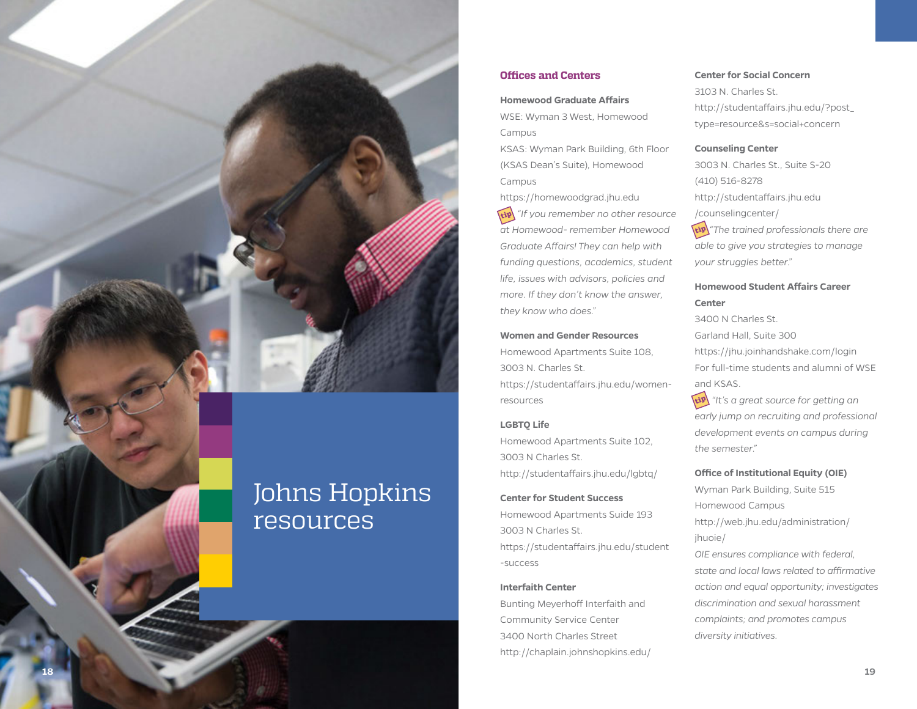# Johns Hopkins resources

## Offices and Centers

**Homewood Graduate Affairs**
WSE: Wyman 3 West, Homewood Campus
KSAS: Wyman Park Building, 6th Floor (KSAS Dean's Suite), Homewood Campus
https://homewoodgrad.jhu.edu

tip *"If you remember no other resource at Homewood- remember Homewood Graduate Affairs! They can help with funding questions, academics, student life, issues with advisors, policies and more. If they don't know the answer, they know who does."*

**Women and Gender Resources**
Homewood Apartments Suite 108, 3003 N. Charles St.
https://studentaffairs.jhu.edu/women-resources

**LGBTQ Life**
Homewood Apartments Suite 102, 3003 N Charles St.
http://studentaffairs.jhu.edu/lgbtq/

**Center for Student Success**
Homewood Apartments Suide 193
3003 N Charles St.
https://studentaffairs.jhu.edu/student-success

**Interfaith Center**
Bunting Meyerhoff Interfaith and Community Service Center
3400 North Charles Street
http://chaplain.johnshopkins.edu/

**Center for Social Concern**
3103 N. Charles St.
http://studentaffairs.jhu.edu/?post_type=resource&s=social+concern

**Counseling Center**
3003 N. Charles St., Suite S-20
(410) 516-8278
http://studentaffairs.jhu.edu/counselingcenter/

tip *"The trained professionals there are able to give you strategies to manage your struggles better."*

**Homewood Student Affairs Career Center**
3400 N Charles St.
Garland Hall, Suite 300
https://jhu.joinhandshake.com/login
For full-time students and alumni of WSE and KSAS.

tip *"It's a great source for getting an early jump on recruiting and professional development events on campus during the semester."*

**Office of Institutional Equity (OIE)**
Wyman Park Building, Suite 515
Homewood Campus
http://web.jhu.edu/administration/jhuoie/
*OIE ensures compliance with federal, state and local laws related to affirmative action and equal opportunity; investigates discrimination and sexual harassment complaints; and promotes campus diversity initiatives.*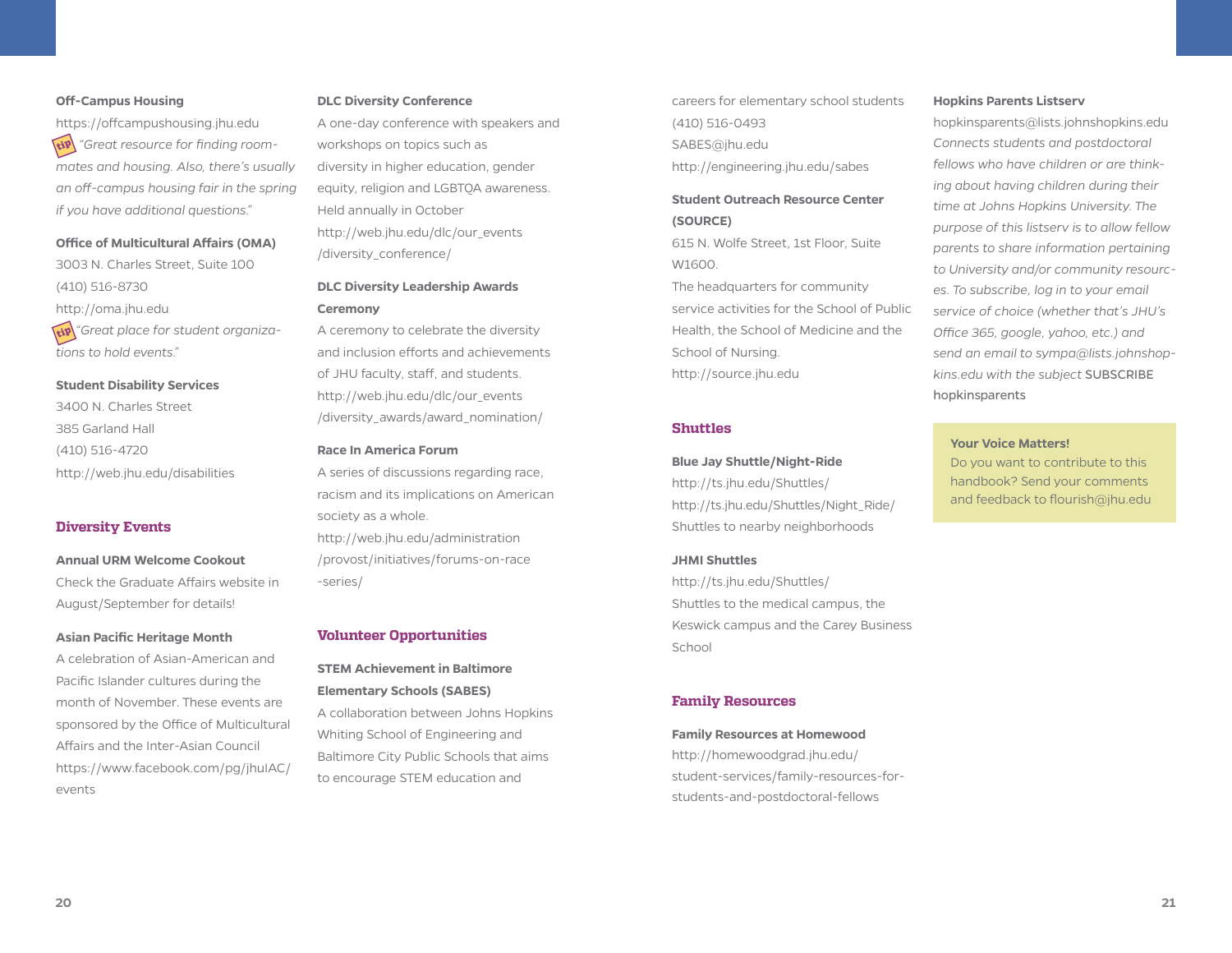**Off-Campus Housing**

https://offcampushousing.jhu.edu

tip *"Great resource for finding roommates and housing. Also, there's usually an off-campus housing fair in the spring if you have additional questions."*

**Office of Multicultural Affairs (OMA)**

3003 N. Charles Street, Suite 100

(410) 516-8730

http://oma.jhu.edu

tip *"Great place for student organizations to hold events."*

**Student Disability Services**

3400 N. Charles Street

385 Garland Hall

(410) 516-4720

http://web.jhu.edu/disabilities

## Diversity Events

**Annual URM Welcome Cookout**

Check the Graduate Affairs website in August/September for details!

**Asian Pacific Heritage Month**

A celebration of Asian-American and Pacific Islander cultures during the month of November. These events are sponsored by the Office of Multicultural Affairs and the Inter-Asian Council

https://www.facebook.com/pg/jhuIAC/events

**DLC Diversity Conference**

A one-day conference with speakers and workshops on topics such as diversity in higher education, gender equity, religion and LGBTQA awareness. Held annually in October

http://web.jhu.edu/dlc/our_events/diversity_conference/

**DLC Diversity Leadership Awards Ceremony**

A ceremony to celebrate the diversity and inclusion efforts and achievements of JHU faculty, staff, and students.

http://web.jhu.edu/dlc/our_events/diversity_awards/award_nomination/

**Race In America Forum**

A series of discussions regarding race, racism and its implications on American society as a whole.

http://web.jhu.edu/administration/provost/initiatives/forums-on-race-series/

## Volunteer Opportunities

**STEM Achievement in Baltimore Elementary Schools (SABES)**

A collaboration between Johns Hopkins Whiting School of Engineering and Baltimore City Public Schools that aims to encourage STEM education and careers for elementary school students

(410) 516-0493

SABES@jhu.edu

http://engineering.jhu.edu/sabes

**Student Outreach Resource Center (SOURCE)**

615 N. Wolfe Street, 1st Floor, Suite W1600.

The headquarters for community service activities for the School of Public Health, the School of Medicine and the School of Nursing.

http://source.jhu.edu

## Shuttles

**Blue Jay Shuttle/Night-Ride**

http://ts.jhu.edu/Shuttles/

http://ts.jhu.edu/Shuttles/Night_Ride/

Shuttles to nearby neighborhoods

**JHMI Shuttles**

http://ts.jhu.edu/Shuttles/

Shuttles to the medical campus, the Keswick campus and the Carey Business School

## Family Resources

**Family Resources at Homewood**

http://homewoodgrad.jhu.edu/student-services/family-resources-for-students-and-postdoctoral-fellows

**Hopkins Parents Listserv**

hopkinsparents@lists.johnshopkins.edu

*Connects students and postdoctoral fellows who have children or are thinking about having children during their time at Johns Hopkins University. The purpose of this listserv is to allow fellow parents to share information pertaining to University and/or community resources. To subscribe, log in to your email service of choice (whether that's JHU's Office 365, google, yahoo, etc.) and send an email to sympa@lists.johnshopkins.edu with the subject* SUBSCRIBE hopkinsparents

**Your Voice Matters!**

Do you want to contribute to this handbook? Send your comments and feedback to flourish@jhu.edu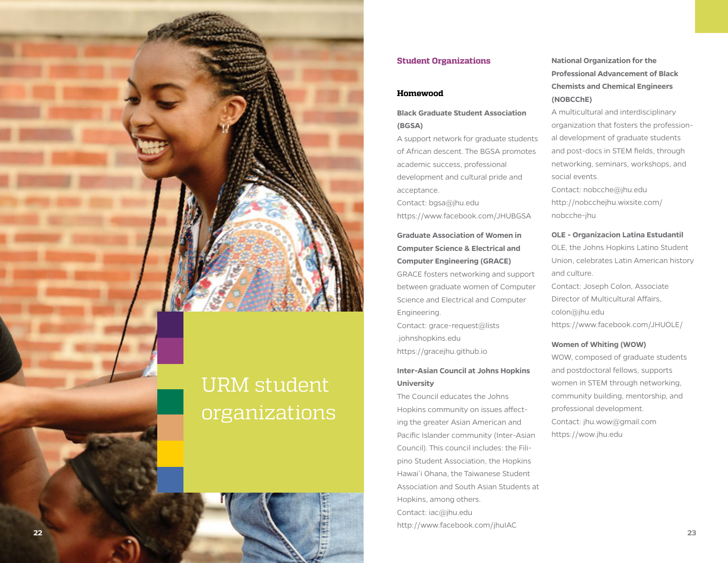# URM student organizations

## Student Organizations

### Homewood

**Black Graduate Student Association (BGSA)**
A support network for graduate students of African descent. The BGSA promotes academic success, professional development and cultural pride and acceptance.
Contact: bgsa@jhu.edu
https://www.facebook.com/JHUBGSA

**Graduate Association of Women in Computer Science & Electrical and Computer Engineering (GRACE)**
GRACE fosters networking and support between graduate women of Computer Science and Electrical and Computer Engineering.
Contact: grace-request@lists.johnshopkins.edu
https://gracejhu.github.io

**Inter-Asian Council at Johns Hopkins University**
The Council educates the Johns Hopkins community on issues affecting the greater Asian American and Pacific Islander community (Inter-Asian Council). This council includes: the Filipino Student Association, the Hopkins Hawai'i Ohana, the Taiwanese Student Association and South Asian Students at Hopkins, among others.
Contact: iac@jhu.edu
http://www.facebook.com/jhuIAC

**National Organization for the Professional Advancement of Black Chemists and Chemical Engineers (NOBCChE)**
A multicultural and interdisciplinary organization that fosters the professional development of graduate students and post-docs in STEM fields, through networking, seminars, workshops, and social events.
Contact: nobcche@jhu.edu
http://nobcchejhu.wixsite.com/nobcche-jhu

**OLE - Organizacion Latina Estudantil**
OLE, the Johns Hopkins Latino Student Union, celebrates Latin American history and culture.
Contact: Joseph Colon, Associate Director of Multicultural Affairs, colon@jhu.edu
https://www.facebook.com/JHUOLE/

**Women of Whiting (WOW)**
WOW, composed of graduate students and postdoctoral fellows, supports women in STEM through networking, community building, mentorship, and professional development.
Contact: jhu.wow@gmail.com
https://wow.jhu.edu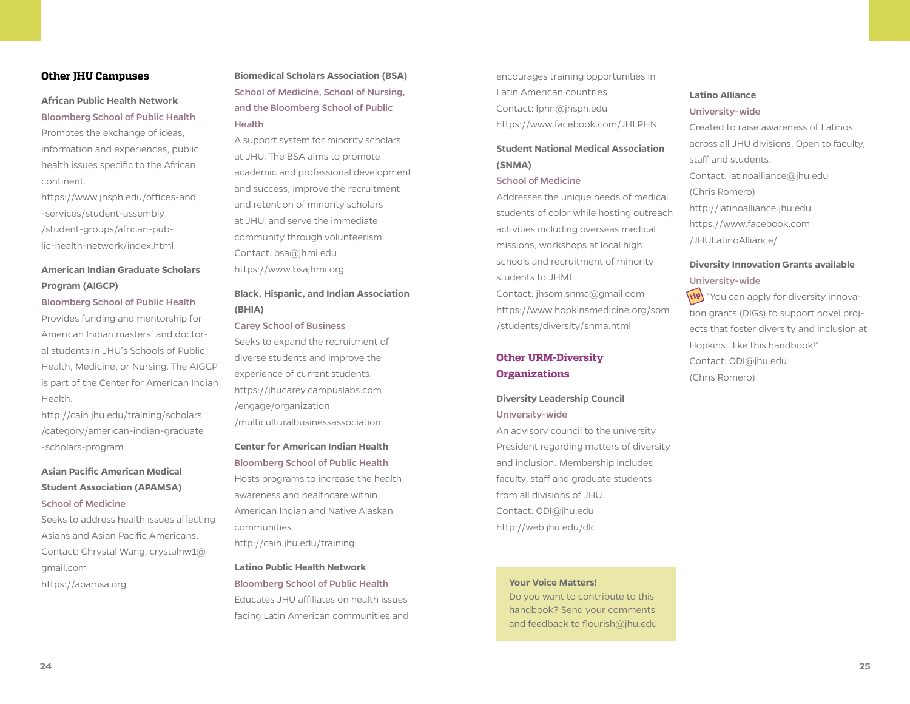## Other JHU Campuses

**African Public Health Network**

Bloomberg School of Public Health

Promotes the exchange of ideas, information and experiences, public health issues specific to the African continent.

https://www.jhsph.edu/offices-and-services/student-assembly/student-groups/african-public-health-network/index.html

**American Indian Graduate Scholars Program (AIGCP)**

Bloomberg School of Public Health

Provides funding and mentorship for American Indian masters' and doctoral students in JHU's Schools of Public Health, Medicine, or Nursing. The AIGCP is part of the Center for American Indian Health.

http://caih.jhu.edu/training/scholars/category/american-indian-graduate-scholars-program

**Asian Pacific American Medical Student Association (APAMSA)**

School of Medicine

Seeks to address health issues affecting Asians and Asian Pacific Americans.

Contact: Chrystal Wang, crystalhw1@gmail.com

https://apamsa.org

**Biomedical Scholars Association (BSA)**

School of Medicine, School of Nursing, and the Bloomberg School of Public Health

A support system for minority scholars at JHU. The BSA aims to promote academic and professional development and success, improve the recruitment and retention of minority scholars at JHU, and serve the immediate community through volunteerism.

Contact: bsa@jhmi.edu

https://www.bsajhmi.org

**Black, Hispanic, and Indian Association (BHIA)**

Carey School of Business

Seeks to expand the recruitment of diverse students and improve the experience of current students.

https://jhucarey.campuslabs.com/engage/organization/multiculturalbusinessassociation

**Center for American Indian Health**

Bloomberg School of Public Health

Hosts programs to increase the health awareness and healthcare within American Indian and Native Alaskan communities.

http://caih.jhu.edu/training

**Latino Public Health Network**

Bloomberg School of Public Health

Educates JHU affiliates on health issues facing Latin American communities and encourages training opportunities in Latin American countries.

Contact: lphn@jhsph.edu

https://www.facebook.com/JHLPHN

**Student National Medical Association (SNMA)**

School of Medicine

Addresses the unique needs of medical students of color while hosting outreach activities including overseas medical missions, workshops at local high schools and recruitment of minority students to JHMI.

Contact: jhsom.snma@gmail.com

https://www.hopkinsmedicine.org/som/students/diversity/snma.html

## Other URM-Diversity Organizations

**Diversity Leadership Council**

University-wide

An advisory council to the university President regarding matters of diversity and inclusion. Membership includes faculty, staff and graduate students from all divisions of JHU.

Contact: ODI@jhu.edu

http://web.jhu.edu/dlc

> **Your Voice Matters!**
> Do you want to contribute to this handbook? Send your comments and feedback to flourish@jhu.edu

**Latino Alliance**

University-wide

Created to raise awareness of Latinos across all JHU divisions. Open to faculty, staff and students.

Contact: latinoalliance@jhu.edu (Chris Romero)

http://latinoalliance.jhu.edu

https://www.facebook.com/JHULatinoAlliance/

**Diversity Innovation Grants available**

University-wide

tip "You can apply for diversity innovation grants (DIGs) to support novel projects that foster diversity and inclusion at Hopkins...like this handbook!"

Contact: ODI@jhu.edu (Chris Romero)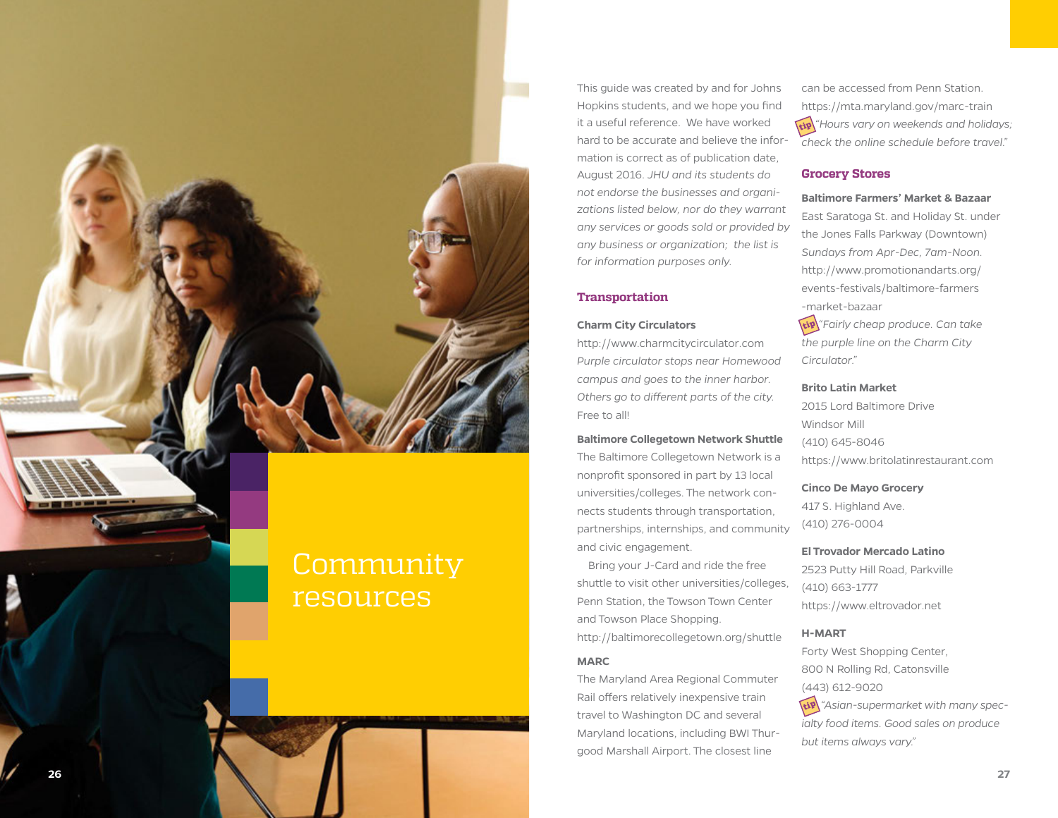# Community resources

This guide was created by and for Johns Hopkins students, and we hope you find it a useful reference. We have worked hard to be accurate and believe the information is correct as of publication date, August 2016. *JHU and its students do not endorse the businesses and organizations listed below, nor do they warrant any services or goods sold or provided by any business or organization; the list is for information purposes only.*

## Transportation

**Charm City Circulators**
http://www.charmcitycirculator.com
*Purple circulator stops near Homewood campus and goes to the inner harbor. Others go to different parts of the city.*
Free to all!

**Baltimore Collegetown Network Shuttle**
The Baltimore Collegetown Network is a nonprofit sponsored in part by 13 local universities/colleges. The network connects students through transportation, partnerships, internships, and community and civic engagement.

Bring your J-Card and ride the free shuttle to visit other universities/colleges, Penn Station, the Towson Town Center and Towson Place Shopping.
http://baltimorecollegetown.org/shuttle

**MARC**
The Maryland Area Regional Commuter Rail offers relatively inexpensive train travel to Washington DC and several Maryland locations, including BWI Thurgood Marshall Airport. The closest line can be accessed from Penn Station.
https://mta.maryland.gov/marc-train
tip *"Hours vary on weekends and holidays; check the online schedule before travel."*

## Grocery Stores

**Baltimore Farmers' Market & Bazaar**
East Saratoga St. and Holiday St. under the Jones Falls Parkway (Downtown)
*Sundays from Apr-Dec, 7am-Noon.*
http://www.promotionandarts.org/events-festivals/baltimore-farmers-market-bazaar
tip *"Fairly cheap produce. Can take the purple line on the Charm City Circulator."*

**Brito Latin Market**
2015 Lord Baltimore Drive
Windsor Mill
(410) 645-8046
https://www.britolatinrestaurant.com

**Cinco De Mayo Grocery**
417 S. Highland Ave.
(410) 276-0004

**El Trovador Mercado Latino**
2523 Putty Hill Road, Parkville
(410) 663-1777
https://www.eltrovador.net

**H-MART**
Forty West Shopping Center,
800 N Rolling Rd, Catonsville
(443) 612-9020
tip *"Asian-supermarket with many specialty food items. Good sales on produce but items always vary."*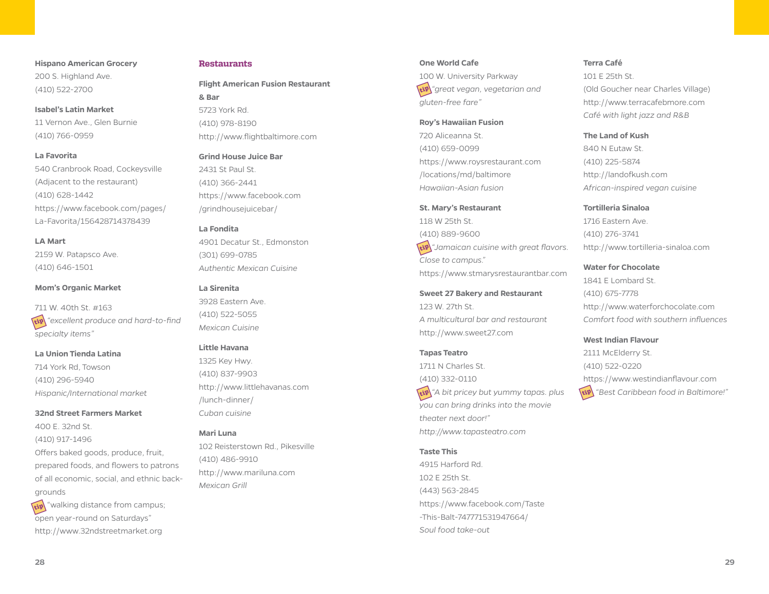**Hispano American Grocery**
200 S. Highland Ave.
(410) 522-2700

**Isabel's Latin Market**
11 Vernon Ave., Glen Burnie
(410) 766-0959

**La Favorita**
540 Cranbrook Road, Cockeysville
(Adjacent to the restaurant)
(410) 628-1442
https://www.facebook.com/pages/La-Favorita/156428714378439

**LA Mart**
2159 W. Patapsco Ave.
(410) 646-1501

**Mom's Organic Market**

711 W. 40th St. #163
tip *"excellent produce and hard-to-find specialty items"*

**La Union Tienda Latina**
714 York Rd, Towson
(410) 296-5940
*Hispanic/International market*

**32nd Street Farmers Market**
400 E. 32nd St.
(410) 917-1496
Offers baked goods, produce, fruit, prepared foods, and flowers to patrons of all economic, social, and ethnic backgrounds
tip "walking distance from campus; open year-round on Saturdays"
http://www.32ndstreetmarket.org

## Restaurants

**Flight American Fusion Restaurant & Bar**
5723 York Rd.
(410) 978-8190
http://www.flightbaltimore.com

**Grind House Juice Bar**
2431 St Paul St.
(410) 366-2441
https://www.facebook.com/grindhousejuicebar/

**La Fondita**
4901 Decatur St., Edmonston
(301) 699-0785
*Authentic Mexican Cuisine*

**La Sirenita**
3928 Eastern Ave.
(410) 522-5055
*Mexican Cuisine*

**Little Havana**
1325 Key Hwy.
(410) 837-9903
http://www.littlehavanas.com/lunch-dinner/
*Cuban cuisine*

**Mari Luna**
102 Reisterstown Rd., Pikesville
(410) 486-9910
http://www.mariluna.com
*Mexican Grill*

**One World Cafe**
100 W. University Parkway
tip *"great vegan, vegetarian and gluten-free fare"*

**Roy's Hawaiian Fusion**
720 Aliceanna St.
(410) 659-0099
https://www.roysrestaurant.com/locations/md/baltimore
*Hawaiian-Asian fusion*

**St. Mary's Restaurant**
118 W 25th St.
(410) 889-9600
tip *"Jamaican cuisine with great flavors. Close to campus."*
https://www.stmarysrestaurantbar.com

**Sweet 27 Bakery and Restaurant**
123 W. 27th St.
*A multicultural bar and restaurant*
http://www.sweet27.com

**Tapas Teatro**
1711 N Charles St.
(410) 332-0110
tip *"A bit pricey but yummy tapas. plus you can bring drinks into the movie theater next door!"*
*http://www.tapasteatro.com*

**Taste This**
4915 Harford Rd.
102 E 25th St.
(443) 563-2845
https://www.facebook.com/Taste-This-Balt-747771531947664/
*Soul food take-out*

**Terra Café**
101 E 25th St.
(Old Goucher near Charles Village)
http://www.terracafebmore.com
*Café with light jazz and R&B*

**The Land of Kush**
840 N Eutaw St.
(410) 225-5874
http://landofkush.com
*African-inspired vegan cuisine*

**Tortilleria Sinaloa**
1716 Eastern Ave.
(410) 276-3741
http://www.tortilleria-sinaloa.com

**Water for Chocolate**
1841 E Lombard St.
(410) 675-7778
http://www.waterforchocolate.com
*Comfort food with southern influences*

**West Indian Flavour**
2111 McElderry St.
(410) 522-0220
https://www.westindianflavour.com
tip *"Best Caribbean food in Baltimore!"*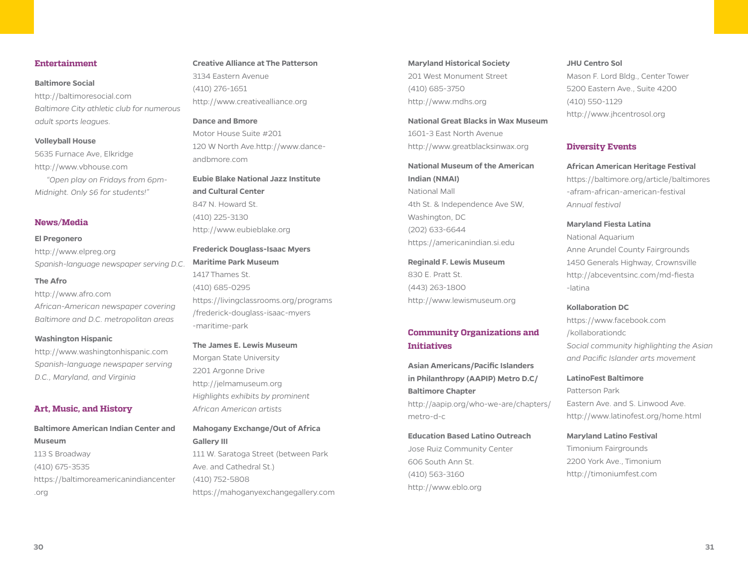## Entertainment

**Baltimore Social**
http://baltimoresocial.com
*Baltimore City athletic club for numerous adult sports leagues.*

**Volleyball House**
5635 Furnace Ave, Elkridge
http://www.vbhouse.com
*"Open play on Fridays from 6pm-Midnight. Only $6 for students!"*

## News/Media

**El Pregonero**
http://www.elpreg.org
*Spanish-language newspaper serving D.C.*

**The Afro**
http://www.afro.com
*African-American newspaper covering Baltimore and D.C. metropolitan areas*

**Washington Hispanic**
http://www.washingtonhispanic.com
*Spanish-language newspaper serving D.C., Maryland, and Virginia*

## Art, Music, and History

**Baltimore American Indian Center and Museum**
113 S Broadway
(410) 675-3535
https://baltimoreamericanindiancenter.org

**Creative Alliance at The Patterson**
3134 Eastern Avenue
(410) 276-1651
http://www.creativealliance.org

**Dance and Bmore**
Motor House Suite #201
120 W North Ave.http://www.dance-andbmore.com

**Eubie Blake National Jazz Institute and Cultural Center**
847 N. Howard St.
(410) 225-3130
http://www.eubieblake.org

**Frederick Douglass-Isaac Myers Maritime Park Museum**
1417 Thames St.
(410) 685-0295
https://livingclassrooms.org/programs/frederick-douglass-isaac-myers-maritime-park

**The James E. Lewis Museum**
Morgan State University
2201 Argonne Drive
http://jelmamuseum.org
*Highlights exhibits by prominent African American artists*

**Mahogany Exchange/Out of Africa Gallery III**
111 W. Saratoga Street (between Park Ave. and Cathedral St.)
(410) 752-5808
https://mahoganyexchangegallery.com

**Maryland Historical Society**
201 West Monument Street
(410) 685-3750
http://www.mdhs.org

**National Great Blacks in Wax Museum**
1601-3 East North Avenue
http://www.greatblacksinwax.org

**National Museum of the American Indian (NMAI)**
National Mall
4th St. & Independence Ave SW, Washington, DC
(202) 633-6644
https://americanindian.si.edu

**Reginald F. Lewis Museum**
830 E. Pratt St.
(443) 263-1800
http://www.lewismuseum.org

## Community Organizations and Initiatives

**Asian Americans/Pacific Islanders in Philanthropy (AAPIP) Metro D.C/ Baltimore Chapter**
http://aapip.org/who-we-are/chapters/metro-d-c

**Education Based Latino Outreach**
Jose Ruiz Community Center
606 South Ann St.
(410) 563-3160
http://www.eblo.org

**JHU Centro Sol**
Mason F. Lord Bldg., Center Tower
5200 Eastern Ave., Suite 4200
(410) 550-1129
http://www.jhcentrosol.org

## Diversity Events

**African American Heritage Festival**
https://baltimore.org/article/baltimores-afram-african-american-festival
*Annual festival*

**Maryland Fiesta Latina**
National Aquarium
Anne Arundel County Fairgrounds
1450 Generals Highway, Crownsville
http://abceventsinc.com/md-fiesta-latina

**Kollaboration DC**
https://www.facebook.com/kollaborationdc
*Social community highlighting the Asian and Pacific Islander arts movement*

**LatinoFest Baltimore**
Patterson Park
Eastern Ave. and S. Linwood Ave.
http://www.latinofest.org/home.html

**Maryland Latino Festival**
Timonium Fairgrounds
2200 York Ave., Timonium
http://timoniumfest.com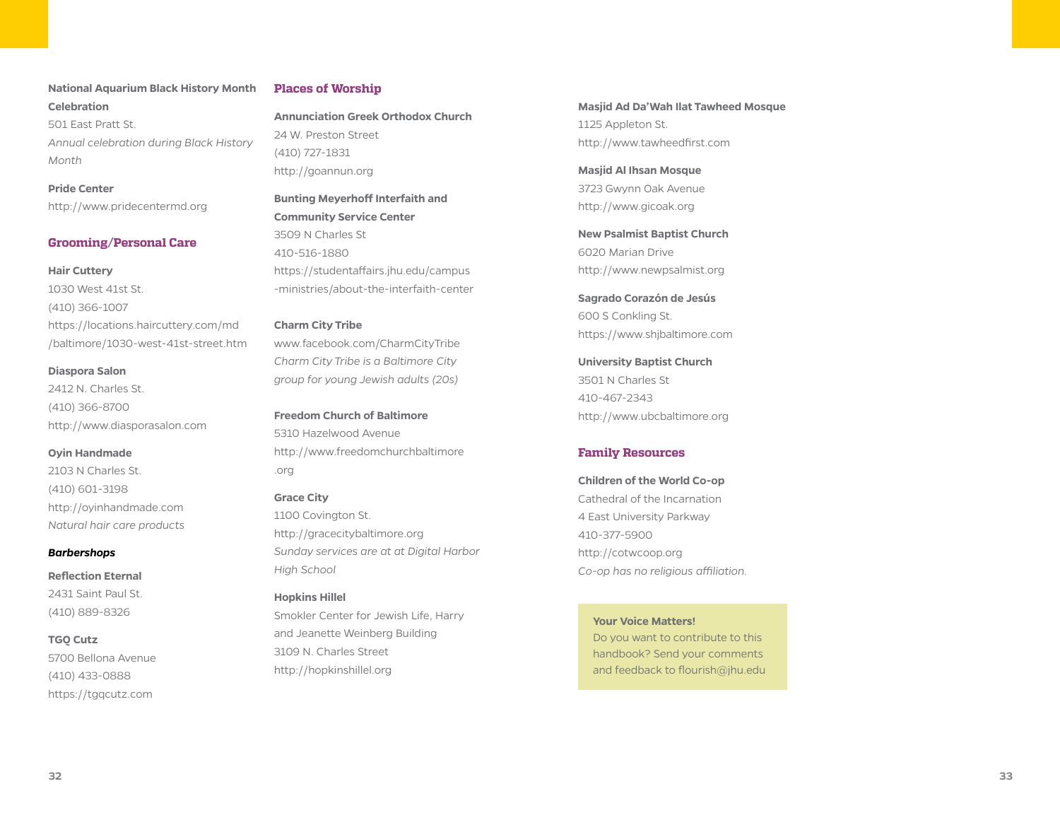**National Aquarium Black History Month Celebration**
501 East Pratt St.
*Annual celebration during Black History Month*

**Pride Center**
http://www.pridecentermd.org

## Grooming/Personal Care

**Hair Cuttery**
1030 West 41st St.
(410) 366-1007
https://locations.haircuttery.com/md/baltimore/1030-west-41st-street.htm

**Diaspora Salon**
2412 N. Charles St.
(410) 366-8700
http://www.diasporasalon.com

**Oyin Handmade**
2103 N Charles St.
(410) 601-3198
http://oyinhandmade.com
*Natural hair care products*

***Barbershops***

**Reflection Eternal**
2431 Saint Paul St.
(410) 889-8326

**TGQ Cutz**
5700 Bellona Avenue
(410) 433-0888
https://tgqcutz.com

## Places of Worship

**Annunciation Greek Orthodox Church**
24 W. Preston Street
(410) 727-1831
http://goannun.org

**Bunting Meyerhoff Interfaith and Community Service Center**
3509 N Charles St
410-516-1880
https://studentaffairs.jhu.edu/campus-ministries/about-the-interfaith-center

**Charm City Tribe**
www.facebook.com/CharmCityTribe
*Charm City Tribe is a Baltimore City group for young Jewish adults (20s)*

**Freedom Church of Baltimore**
5310 Hazelwood Avenue
http://www.freedomchurchbaltimore.org

**Grace City**
1100 Covington St.
http://gracecitybaltimore.org
*Sunday services are at at Digital Harbor High School*

**Hopkins Hillel**
Smokler Center for Jewish Life, Harry and Jeanette Weinberg Building
3109 N. Charles Street
http://hopkinshillel.org

**Masjid Ad Da'Wah Ilat Tawheed Mosque**
1125 Appleton St.
http://www.tawheedfirst.com

**Masjid Al Ihsan Mosque**
3723 Gwynn Oak Avenue
http://www.gicoak.org

**New Psalmist Baptist Church**
6020 Marian Drive
http://www.newpsalmist.org

**Sagrado Corazón de Jesús**
600 S Conkling St.
https://www.shjbaltimore.com

**University Baptist Church**
3501 N Charles St
410-467-2343
http://www.ubcbaltimore.org

## Family Resources

**Children of the World Co-op**
Cathedral of the Incarnation
4 East University Parkway
410-377-5900
http://cotwcoop.org
*Co-op has no religious affiliation.*

**Your Voice Matters!**
Do you want to contribute to this handbook? Send your comments and feedback to flourish@jhu.edu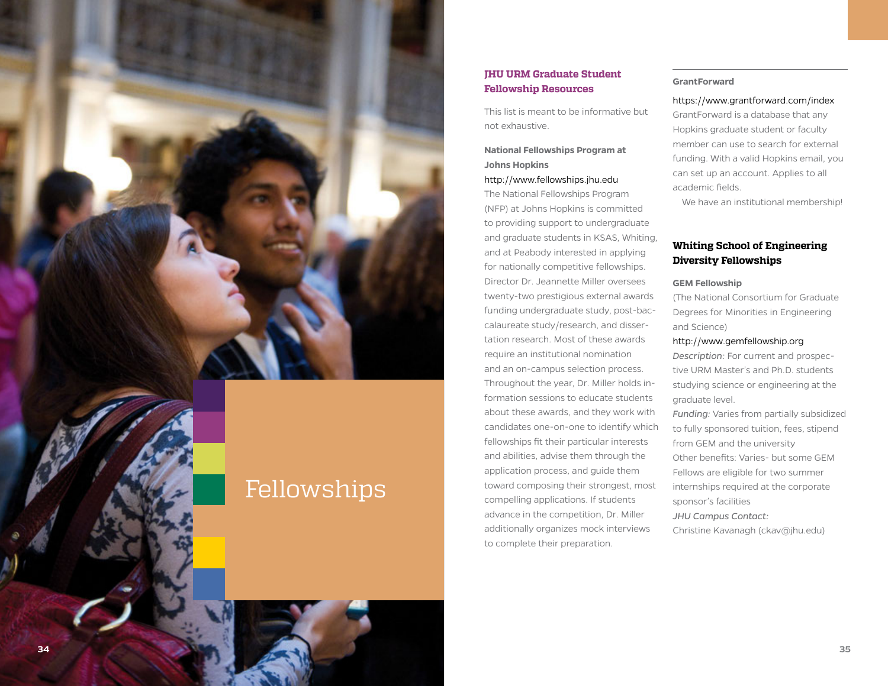# Fellowships

## JHU URM Graduate Student Fellowship Resources

This list is meant to be informative but not exhaustive.

**National Fellowships Program at Johns Hopkins**

http://www.fellowships.jhu.edu

The National Fellowships Program (NFP) at Johns Hopkins is committed to providing support to undergraduate and graduate students in KSAS, Whiting, and at Peabody interested in applying for nationally competitive fellowships. Director Dr. Jeannette Miller oversees twenty-two prestigious external awards funding undergraduate study, post-baccalaureate study/research, and dissertation research. Most of these awards require an institutional nomination and an on-campus selection process. Throughout the year, Dr. Miller holds information sessions to educate students about these awards, and they work with candidates one-on-one to identify which fellowships fit their particular interests and abilities, advise them through the application process, and guide them toward composing their strongest, most compelling applications. If students advance in the competition, Dr. Miller additionally organizes mock interviews to complete their preparation.

**GrantForward**

https://www.grantforward.com/index

GrantForward is a database that any Hopkins graduate student or faculty member can use to search for external funding. With a valid Hopkins email, you can set up an account. Applies to all academic fields.

We have an institutional membership!

## Whiting School of Engineering Diversity Fellowships

**GEM Fellowship**

(The National Consortium for Graduate Degrees for Minorities in Engineering and Science)

http://www.gemfellowship.org

*Description:* For current and prospective URM Master's and Ph.D. students studying science or engineering at the graduate level.

*Funding:* Varies from partially subsidized to fully sponsored tuition, fees, stipend from GEM and the university

Other benefits: Varies- but some GEM Fellows are eligible for two summer internships required at the corporate sponsor's facilities

*JHU Campus Contact:*

Christine Kavanagh (ckav@jhu.edu)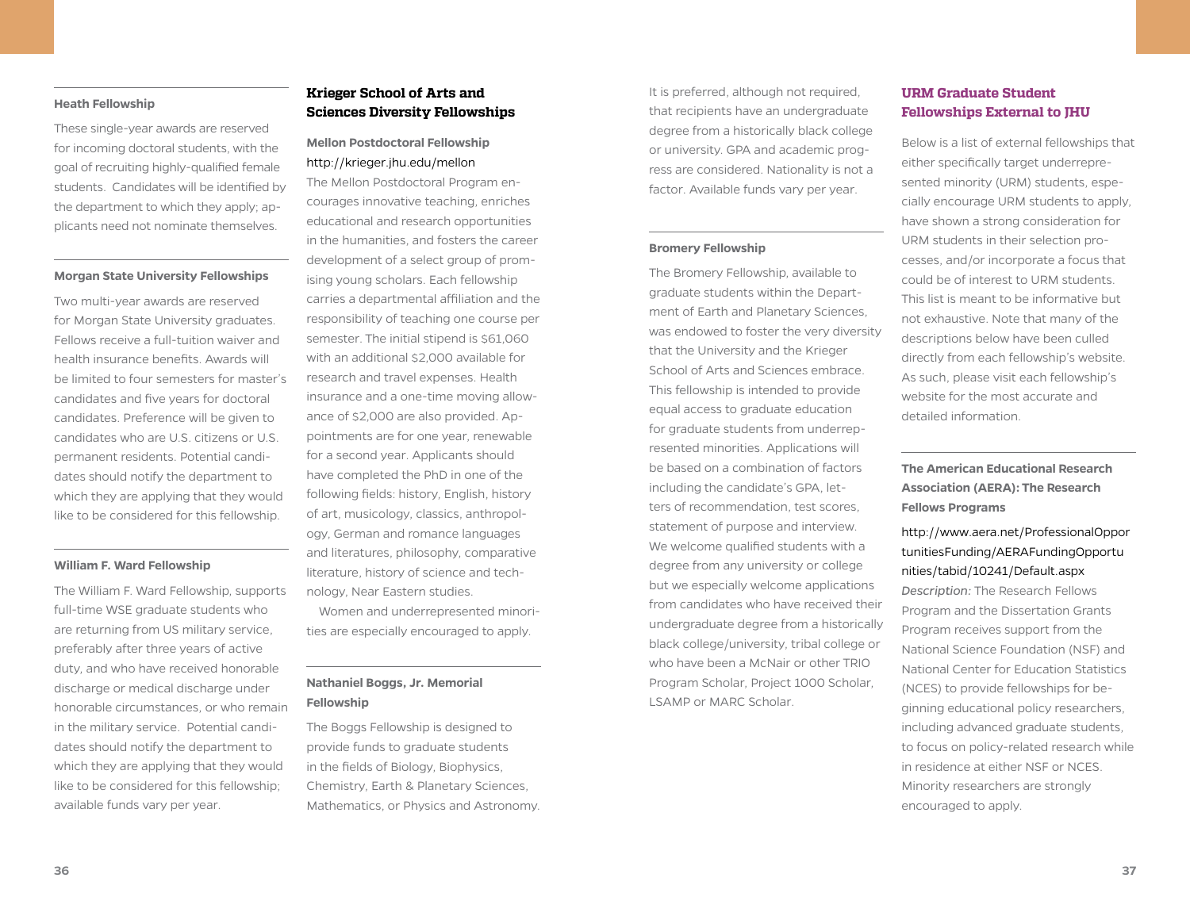### Heath Fellowship

These single-year awards are reserved for incoming doctoral students, with the goal of recruiting highly-qualified female students. Candidates will be identified by the department to which they apply; applicants need not nominate themselves.

### Morgan State University Fellowships

Two multi-year awards are reserved for Morgan State University graduates. Fellows receive a full-tuition waiver and health insurance benefits. Awards will be limited to four semesters for master's candidates and five years for doctoral candidates. Preference will be given to candidates who are U.S. citizens or U.S. permanent residents. Potential candidates should notify the department to which they are applying that they would like to be considered for this fellowship.

### William F. Ward Fellowship

The William F. Ward Fellowship, supports full-time WSE graduate students who are returning from US military service, preferably after three years of active duty, and who have received honorable discharge or medical discharge under honorable circumstances, or who remain in the military service. Potential candidates should notify the department to which they are applying that they would like to be considered for this fellowship; available funds vary per year.

## Krieger School of Arts and Sciences Diversity Fellowships

### Mellon Postdoctoral Fellowship

http://krieger.jhu.edu/mellon

The Mellon Postdoctoral Program encourages innovative teaching, enriches educational and research opportunities in the humanities, and fosters the career development of a select group of promising young scholars. Each fellowship carries a departmental affiliation and the responsibility of teaching one course per semester. The initial stipend is $61,060 with an additional $2,000 available for research and travel expenses. Health insurance and a one-time moving allowance of $2,000 are also provided. Appointments are for one year, renewable for a second year. Applicants should have completed the PhD in one of the following fields: history, English, history of art, musicology, classics, anthropology, German and romance languages and literatures, philosophy, comparative literature, history of science and technology, Near Eastern studies.

Women and underrepresented minorities are especially encouraged to apply.

### Nathaniel Boggs, Jr. Memorial Fellowship

The Boggs Fellowship is designed to provide funds to graduate students in the fields of Biology, Biophysics, Chemistry, Earth & Planetary Sciences, Mathematics, or Physics and Astronomy. It is preferred, although not required, that recipients have an undergraduate degree from a historically black college or university. GPA and academic progress are considered. Nationality is not a factor. Available funds vary per year.

### Bromery Fellowship

The Bromery Fellowship, available to graduate students within the Department of Earth and Planetary Sciences, was endowed to foster the very diversity that the University and the Krieger School of Arts and Sciences embrace. This fellowship is intended to provide equal access to graduate education for graduate students from underrepresented minorities. Applications will be based on a combination of factors including the candidate's GPA, letters of recommendation, test scores, statement of purpose and interview. We welcome qualified students with a degree from any university or college but we especially welcome applications from candidates who have received their undergraduate degree from a historically black college/university, tribal college or who have been a McNair or other TRIO Program Scholar, Project 1000 Scholar, LSAMP or MARC Scholar.

## URM Graduate Student Fellowships External to JHU

Below is a list of external fellowships that either specifically target underrepresented minority (URM) students, especially encourage URM students to apply, have shown a strong consideration for URM students in their selection processes, and/or incorporate a focus that could be of interest to URM students. This list is meant to be informative but not exhaustive. Note that many of the descriptions below have been culled directly from each fellowship's website. As such, please visit each fellowship's website for the most accurate and detailed information.

### The American Educational Research Association (AERA): The Research Fellows Programs

http://www.aera.net/ProfessionalOpportunitiesFunding/AERAFundingOpportunities/tabid/10241/Default.aspx

*Description:* The Research Fellows Program and the Dissertation Grants Program receives support from the National Science Foundation (NSF) and National Center for Education Statistics (NCES) to provide fellowships for beginning educational policy researchers, including advanced graduate students, to focus on policy-related research while in residence at either NSF or NCES. Minority researchers are strongly encouraged to apply.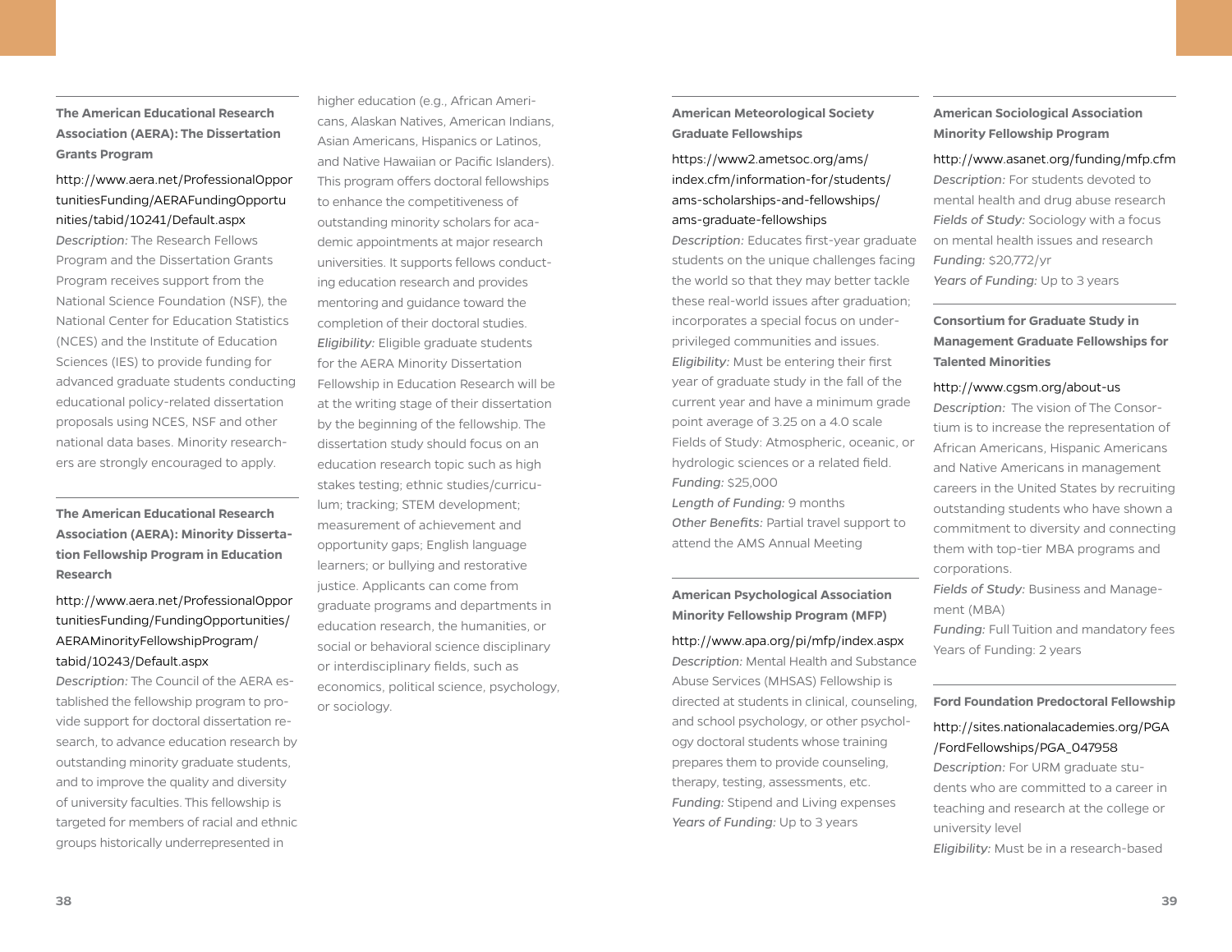### The American Educational Research Association (AERA): The Dissertation Grants Program

http://www.aera.net/ProfessionalOpportunitiesFunding/AERAFundingOpportunities/tabid/10241/Default.aspx

*Description:* The Research Fellows Program and the Dissertation Grants Program receives support from the National Science Foundation (NSF), the National Center for Education Statistics (NCES) and the Institute of Education Sciences (IES) to provide funding for advanced graduate students conducting educational policy-related dissertation proposals using NCES, NSF and other national data bases. Minority researchers are strongly encouraged to apply.

### The American Educational Research Association (AERA): Minority Dissertation Fellowship Program in Education Research

http://www.aera.net/ProfessionalOpportunitiesFunding/FundingOpportunities/AERAMinorityFellowshipProgram/tabid/10243/Default.aspx

*Description:* The Council of the AERA established the fellowship program to provide support for doctoral dissertation research, to advance education research by outstanding minority graduate students, and to improve the quality and diversity of university faculties. This fellowship is targeted for members of racial and ethnic groups historically underrepresented in higher education (e.g., African Americans, Alaskan Natives, American Indians, Asian Americans, Hispanics or Latinos, and Native Hawaiian or Pacific Islanders). This program offers doctoral fellowships to enhance the competitiveness of outstanding minority scholars for academic appointments at major research universities. It supports fellows conducting education research and provides mentoring and guidance toward the completion of their doctoral studies.

*Eligibility:* Eligible graduate students for the AERA Minority Dissertation Fellowship in Education Research will be at the writing stage of their dissertation by the beginning of the fellowship. The dissertation study should focus on an education research topic such as high stakes testing; ethnic studies/curriculum; tracking; STEM development; measurement of achievement and opportunity gaps; English language learners; or bullying and restorative justice. Applicants can come from graduate programs and departments in education research, the humanities, or social or behavioral science disciplinary or interdisciplinary fields, such as economics, political science, psychology, or sociology.

### American Meteorological Society Graduate Fellowships

https://www2.ametsoc.org/ams/index.cfm/information-for/students/ams-scholarships-and-fellowships/ams-graduate-fellowships

*Description:* Educates first-year graduate students on the unique challenges facing the world so that they may better tackle these real-world issues after graduation; incorporates a special focus on under-privileged communities and issues.

*Eligibility:* Must be entering their first year of graduate study in the fall of the current year and have a minimum grade point average of 3.25 on a 4.0 scale

Fields of Study: Atmospheric, oceanic, or hydrologic sciences or a related field.

*Funding:* $25,000

*Length of Funding:* 9 months

*Other Benefits:* Partial travel support to attend the AMS Annual Meeting

### American Psychological Association Minority Fellowship Program (MFP)

http://www.apa.org/pi/mfp/index.aspx

*Description:* Mental Health and Substance Abuse Services (MHSAS) Fellowship is directed at students in clinical, counseling, and school psychology, or other psychology doctoral students whose training prepares them to provide counseling, therapy, testing, assessments, etc.

*Funding:* Stipend and Living expenses

*Years of Funding:* Up to 3 years

### American Sociological Association Minority Fellowship Program

http://www.asanet.org/funding/mfp.cfm

*Description:* For students devoted to mental health and drug abuse research

*Fields of Study:* Sociology with a focus on mental health issues and research

*Funding:* $20,772/yr

*Years of Funding:* Up to 3 years

### Consortium for Graduate Study in Management Graduate Fellowships for Talented Minorities

http://www.cgsm.org/about-us

*Description:* The vision of The Consortium is to increase the representation of African Americans, Hispanic Americans and Native Americans in management careers in the United States by recruiting outstanding students who have shown a commitment to diversity and connecting them with top-tier MBA programs and corporations.

*Fields of Study:* Business and Management (MBA)

*Funding:* Full Tuition and mandatory fees

Years of Funding: 2 years

### Ford Foundation Predoctoral Fellowship

http://sites.nationalacademies.org/PGA/FordFellowships/PGA_047958

*Description:* For URM graduate students who are committed to a career in teaching and research at the college or university level

*Eligibility:* Must be in a research-based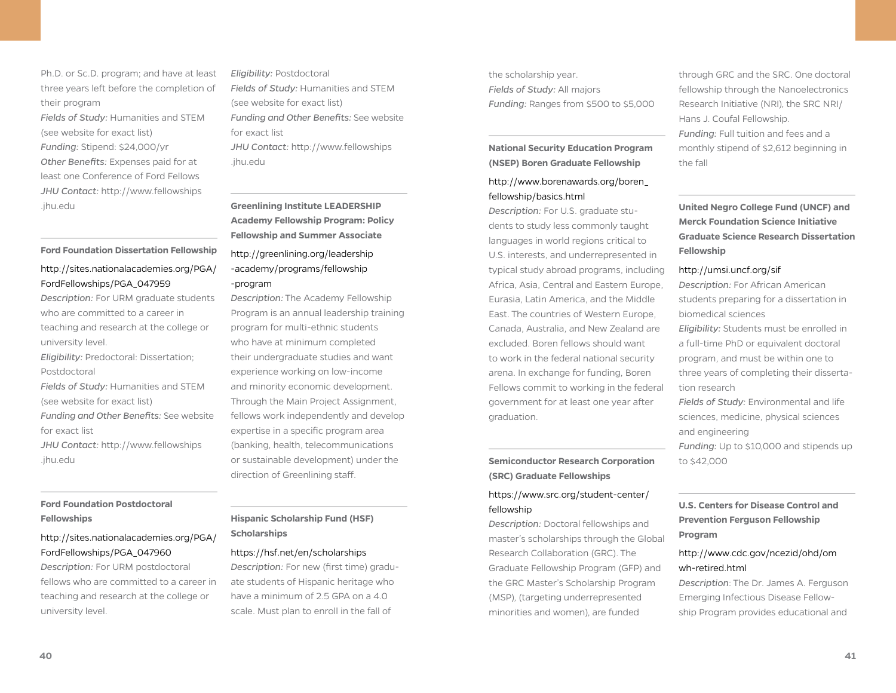Ph.D. or Sc.D. program; and have at least three years left before the completion of their program
*Fields of Study:* Humanities and STEM (see website for exact list)
*Funding:* Stipend: $24,000/yr
*Other Benefits:* Expenses paid for at least one Conference of Ford Fellows
*JHU Contact:* http://www.fellowships.jhu.edu

### Ford Foundation Dissertation Fellowship

http://sites.nationalacademies.org/PGA/FordFellowships/PGA_047959
*Description:* For URM graduate students who are committed to a career in teaching and research at the college or university level.
*Eligibility:* Predoctoral: Dissertation; Postdoctoral
*Fields of Study:* Humanities and STEM (see website for exact list)
*Funding and Other Benefits:* See website for exact list
*JHU Contact:* http://www.fellowships.jhu.edu

### Ford Foundation Postdoctoral Fellowships

http://sites.nationalacademies.org/PGA/FordFellowships/PGA_047960
*Description:* For URM postdoctoral fellows who are committed to a career in teaching and research at the college or university level.
*Eligibility:* Postdoctoral
*Fields of Study:* Humanities and STEM (see website for exact list)
*Funding and Other Benefits:* See website for exact list
*JHU Contact:* http://www.fellowships.jhu.edu

### Greenlining Institute LEADERSHIP Academy Fellowship Program: Policy Fellowship and Summer Associate

http://greenlining.org/leadership-academy/programs/fellowship-program
*Description:* The Academy Fellowship Program is an annual leadership training program for multi-ethnic students who have at minimum completed their undergraduate studies and want experience working on low-income and minority economic development. Through the Main Project Assignment, fellows work independently and develop expertise in a specific program area (banking, health, telecommunications or sustainable development) under the direction of Greenlining staff.

### Hispanic Scholarship Fund (HSF) Scholarships

https://hsf.net/en/scholarships
*Description:* For new (first time) graduate students of Hispanic heritage who have a minimum of 2.5 GPA on a 4.0 scale. Must plan to enroll in the fall of the scholarship year.
*Fields of Study:* All majors
*Funding:* Ranges from $500 to $5,000

### National Security Education Program (NSEP) Boren Graduate Fellowship

http://www.borenawards.org/boren_fellowship/basics.html
*Description:* For U.S. graduate students to study less commonly taught languages in world regions critical to U.S. interests, and underrepresented in typical study abroad programs, including Africa, Asia, Central and Eastern Europe, Eurasia, Latin America, and the Middle East. The countries of Western Europe, Canada, Australia, and New Zealand are excluded. Boren fellows should want to work in the federal national security arena. In exchange for funding, Boren Fellows commit to working in the federal government for at least one year after graduation.

### Semiconductor Research Corporation (SRC) Graduate Fellowships

https://www.src.org/student-center/fellowship
*Description:* Doctoral fellowships and master's scholarships through the Global Research Collaboration (GRC). The Graduate Fellowship Program (GFP) and the GRC Master's Scholarship Program (MSP), (targeting underrepresented minorities and women), are funded through GRC and the SRC. One doctoral fellowship through the Nanoelectronics Research Initiative (NRI), the SRC NRI/Hans J. Coufal Fellowship.
*Funding:* Full tuition and fees and a monthly stipend of $2,612 beginning in the fall

### United Negro College Fund (UNCF) and Merck Foundation Science Initiative Graduate Science Research Dissertation Fellowship

http://umsi.uncf.org/sif
*Description:* For African American students preparing for a dissertation in biomedical sciences
*Eligibility:* Students must be enrolled in a full-time PhD or equivalent doctoral program, and must be within one to three years of completing their dissertation research
*Fields of Study:* Environmental and life sciences, medicine, physical sciences and engineering
*Funding:* Up to $10,000 and stipends up to $42,000

### U.S. Centers for Disease Control and Prevention Ferguson Fellowship Program

http://www.cdc.gov/ncezid/ohd/omwh-retired.html
*Description*: The Dr. James A. Ferguson Emerging Infectious Disease Fellowship Program provides educational and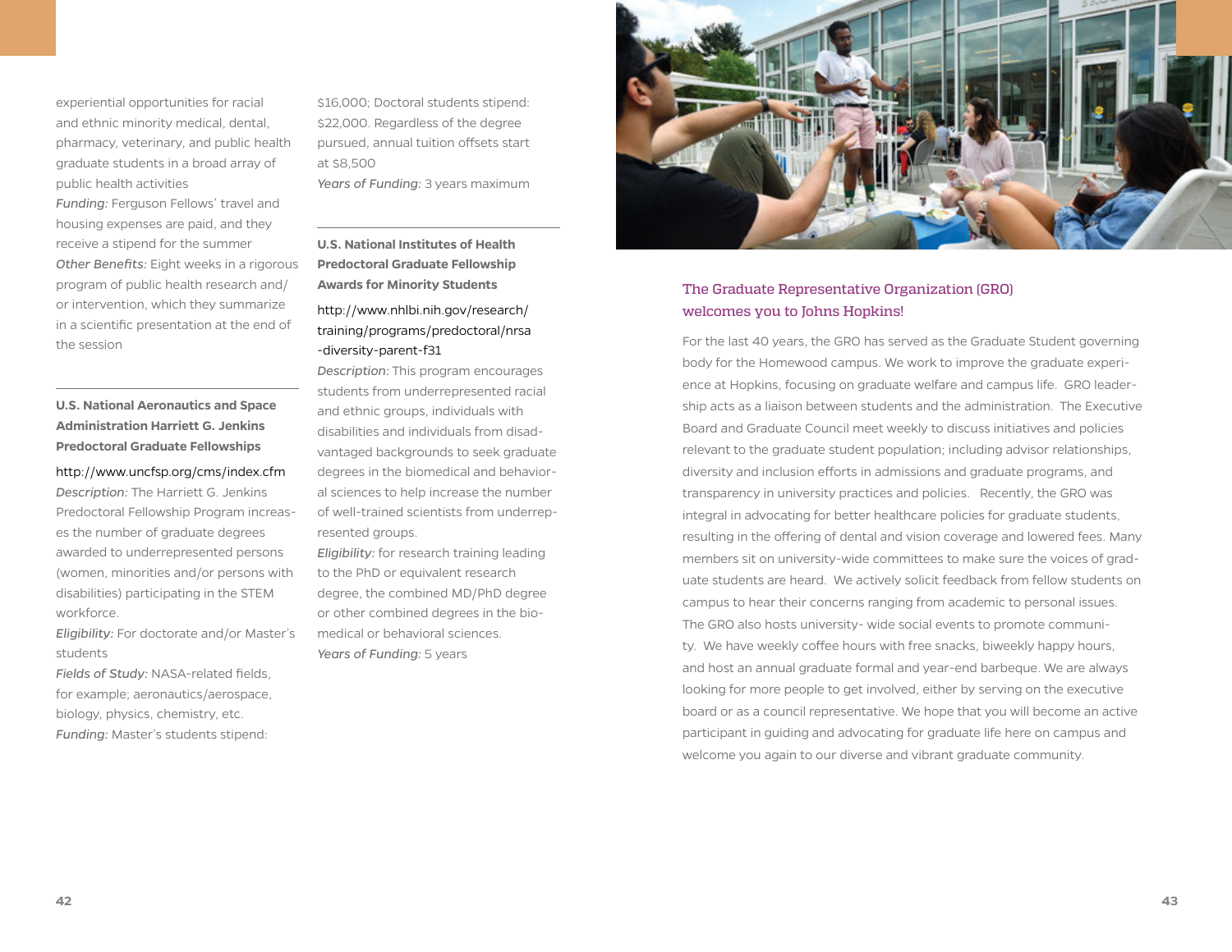experiential opportunities for racial and ethnic minority medical, dental, pharmacy, veterinary, and public health graduate students in a broad array of public health activities
*Funding:* Ferguson Fellows' travel and housing expenses are paid, and they receive a stipend for the summer
*Other Benefits:* Eight weeks in a rigorous program of public health research and/or intervention, which they summarize in a scientific presentation at the end of the session

---

**U.S. National Aeronautics and Space Administration Harriett G. Jenkins Predoctoral Graduate Fellowships**

http://www.uncfsp.org/cms/index.cfm
*Description:* The Harriett G. Jenkins Predoctoral Fellowship Program increases the number of graduate degrees awarded to underrepresented persons (women, minorities and/or persons with disabilities) participating in the STEM workforce.
*Eligibility:* For doctorate and/or Master's students
*Fields of Study:* NASA-related fields, for example; aeronautics/aerospace, biology, physics, chemistry, etc.
*Funding:* Master's students stipend: $16,000; Doctoral students stipend: $22,000. Regardless of the degree pursued, annual tuition offsets start at $8,500
*Years of Funding:* 3 years maximum

---

**U.S. National Institutes of Health Predoctoral Graduate Fellowship Awards for Minority Students**

http://www.nhlbi.nih.gov/research/training/programs/predoctoral/nrsa-diversity-parent-f31
*Description:* This program encourages students from underrepresented racial and ethnic groups, individuals with disabilities and individuals from disadvantaged backgrounds to seek graduate degrees in the biomedical and behavioral sciences to help increase the number of well-trained scientists from underrepresented groups.
*Eligibility:* for research training leading to the PhD or equivalent research degree, the combined MD/PhD degree or other combined degrees in the biomedical or behavioral sciences.
*Years of Funding:* 5 years

## The Graduate Representative Organization (GRO) welcomes you to Johns Hopkins!

For the last 40 years, the GRO has served as the Graduate Student governing body for the Homewood campus. We work to improve the graduate experience at Hopkins, focusing on graduate welfare and campus life. GRO leadership acts as a liaison between students and the administration. The Executive Board and Graduate Council meet weekly to discuss initiatives and policies relevant to the graduate student population; including advisor relationships, diversity and inclusion efforts in admissions and graduate programs, and transparency in university practices and policies. Recently, the GRO was integral in advocating for better healthcare policies for graduate students, resulting in the offering of dental and vision coverage and lowered fees. Many members sit on university-wide committees to make sure the voices of graduate students are heard. We actively solicit feedback from fellow students on campus to hear their concerns ranging from academic to personal issues. The GRO also hosts university- wide social events to promote community. We have weekly coffee hours with free snacks, biweekly happy hours, and host an annual graduate formal and year-end barbeque. We are always looking for more people to get involved, either by serving on the executive board or as a council representative. We hope that you will become an active participant in guiding and advocating for graduate life here on campus and welcome you again to our diverse and vibrant graduate community.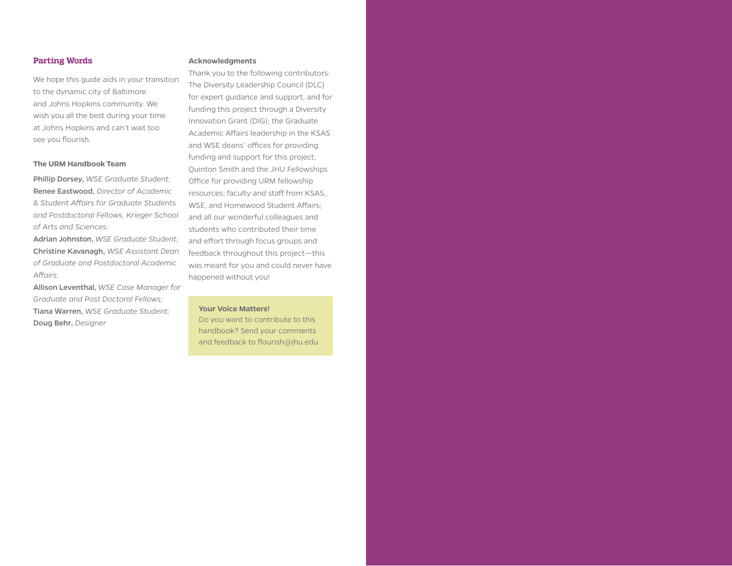## Parting Words

We hope this guide aids in your transition to the dynamic city of Baltimore and Johns Hopkins community. We wish you all the best during your time at Johns Hopkins and can't wait too see you flourish.

### The URM Handbook Team

**Phillip Dorsey,** *WSE Graduate Student;*
**Renee Eastwood,** *Director of Academic & Student Affairs for Graduate Students and Postdoctoral Fellows, Krieger School of Arts and Sciences;*
**Adrian Johnston,** *WSE Graduate Student;*
**Christine Kavanagh,** *WSE Assistant Dean of Graduate and Postdoctoral Academic Affairs;*
**Allison Leventhal,** *WSE Case Manager for Graduate and Post Doctoral Fellows;*
**Tiana Warren,** *WSE Graduate Student;*
**Doug Behr,** *Designer*

### Acknowledgments

Thank you to the following contributors: The Diversity Leadership Council (DLC) for expert guidance and support, and for funding this project through a Diversity Innovation Grant (DIG); the Graduate Academic Affairs leadership in the KSAS and WSE deans' offices for providing funding and support for this project; Quinton Smith and the JHU Fellowships Office for providing URM fellowship resources; faculty and staff from KSAS, WSE, and Homewood Student Affairs; and all our wonderful colleagues and students who contributed their time and effort through focus groups and feedback throughout this project—this was meant for you and could never have happened without you!

**Your Voice Matters!**
Do you want to contribute to this handbook? Send your comments and feedback to flourish@jhu.edu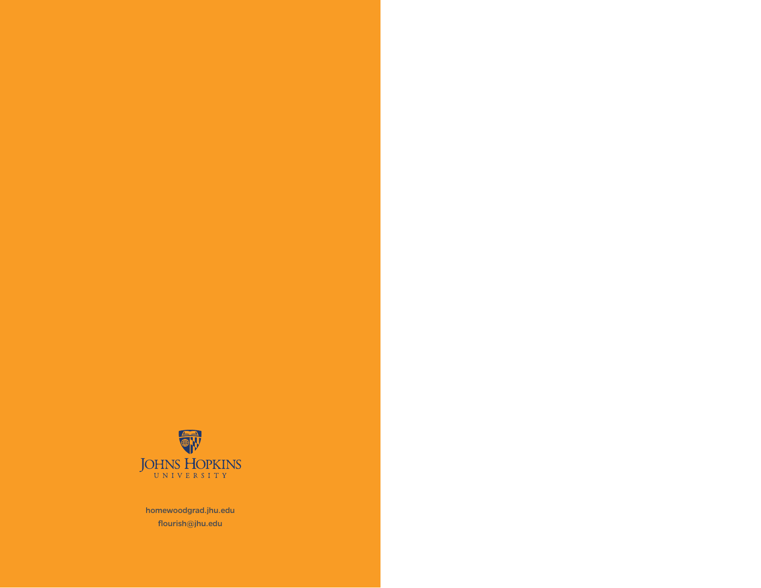JOHNS HOPKINS
UNIVERSITY

homewoodgrad.jhu.edu
flourish@jhu.edu